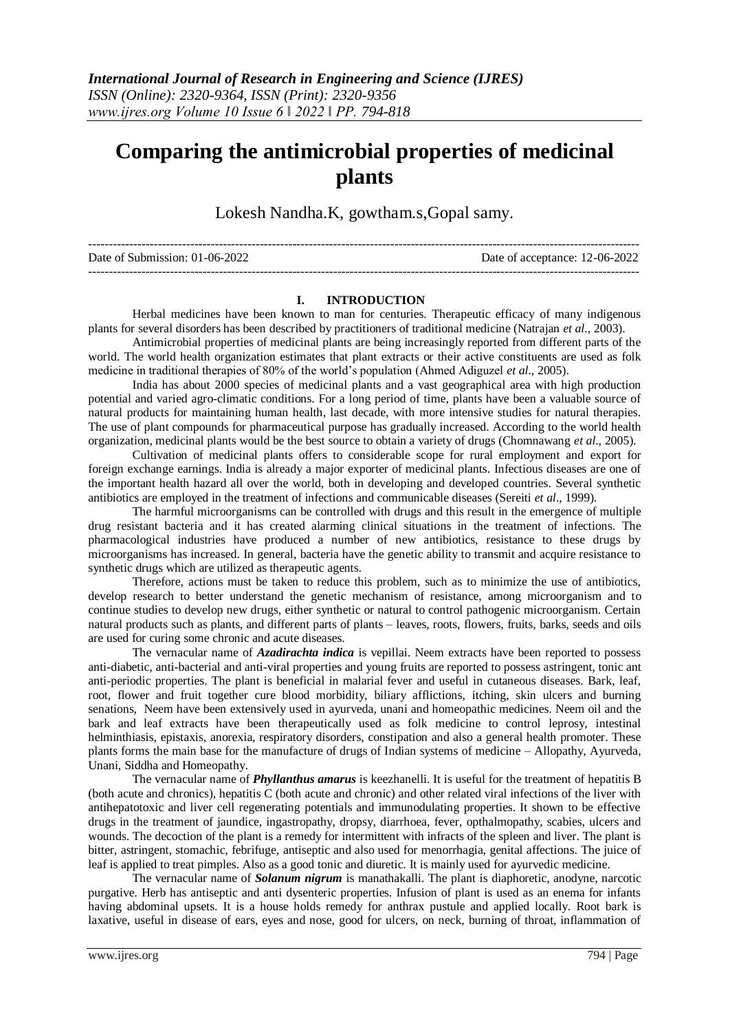# Comparing the antimicrobial properties of medicinal plants

Lokesh Nandha.K, gowtham.s,Gopal samy.

Date of Submission: 01-06-2022 | Date of acceptance: 12-06-2022

## I. INTRODUCTION

Herbal medicines have been known to man for centuries. Therapeutic efficacy of many indigenous plants for several disorders has been described by practitioners of traditional medicine (Natrajan *et al.*, 2003).

Antimicrobial properties of medicinal plants are being increasingly reported from different parts of the world. The world health organization estimates that plant extracts or their active constituents are used as folk medicine in traditional therapies of 80% of the world's population (Ahmed Adiguzel *et al.*, 2005).

India has about 2000 species of medicinal plants and a vast geographical area with high production potential and varied agro-climatic conditions. For a long period of time, plants have been a valuable source of natural products for maintaining human health, last decade, with more intensive studies for natural therapies. The use of plant compounds for pharmaceutical purpose has gradually increased. According to the world health organization, medicinal plants would be the best source to obtain a variety of drugs (Chomnawang *et al*., 2005).

Cultivation of medicinal plants offers to considerable scope for rural employment and export for foreign exchange earnings. India is already a major exporter of medicinal plants. Infectious diseases are one of the important health hazard all over the world, both in developing and developed countries. Several synthetic antibiotics are employed in the treatment of infections and communicable diseases (Sereiti *et al*., 1999).

The harmful microorganisms can be controlled with drugs and this result in the emergence of multiple drug resistant bacteria and it has created alarming clinical situations in the treatment of infections. The pharmacological industries have produced a number of new antibiotics, resistance to these drugs by microorganisms has increased. In general, bacteria have the genetic ability to transmit and acquire resistance to synthetic drugs which are utilized as therapeutic agents.

Therefore, actions must be taken to reduce this problem, such as to minimize the use of antibiotics, develop research to better understand the genetic mechanism of resistance, among microorganism and to continue studies to develop new drugs, either synthetic or natural to control pathogenic microorganism. Certain natural products such as plants, and different parts of plants – leaves, roots, flowers, fruits, barks, seeds and oils are used for curing some chronic and acute diseases.

The vernacular name of ***Azadirachta indica*** is vepillai. Neem extracts have been reported to possess anti-diabetic, anti-bacterial and anti-viral properties and young fruits are reported to possess astringent, tonic ant anti-periodic properties. The plant is beneficial in malarial fever and useful in cutaneous diseases. Bark, leaf, root, flower and fruit together cure blood morbidity, biliary afflictions, itching, skin ulcers and burning senations, Neem have been extensively used in ayurveda, unani and homeopathic medicines. Neem oil and the bark and leaf extracts have been therapeutically used as folk medicine to control leprosy, intestinal helminthiasis, epistaxis, anorexia, respiratory disorders, constipation and also a general health promoter. These plants forms the main base for the manufacture of drugs of Indian systems of medicine – Allopathy, Ayurveda, Unani, Siddha and Homeopathy.

The vernacular name of ***Phyllanthus amarus*** is keezhanelli. It is useful for the treatment of hepatitis B (both acute and chronics), hepatitis C (both acute and chronic) and other related viral infections of the liver with antihepatotoxic and liver cell regenerating potentials and immunodulating properties. It shown to be effective drugs in the treatment of jaundice, ingastropathy, dropsy, diarrhoea, fever, opthalmopathy, scabies, ulcers and wounds. The decoction of the plant is a remedy for intermittent with infracts of the spleen and liver. The plant is bitter, astringent, stomachic, febrifuge, antiseptic and also used for menorrhagia, genital affections. The juice of leaf is applied to treat pimples. Also as a good tonic and diuretic. It is mainly used for ayurvedic medicine.

The vernacular name of ***Solanum nigrum*** is manathakalli. The plant is diaphoretic, anodyne, narcotic purgative. Herb has antiseptic and anti dysenteric properties. Infusion of plant is used as an enema for infants having abdominal upsets. It is a house holds remedy for anthrax pustule and applied locally. Root bark is laxative, useful in disease of ears, eyes and nose, good for ulcers, on neck, burning of throat, inflammation of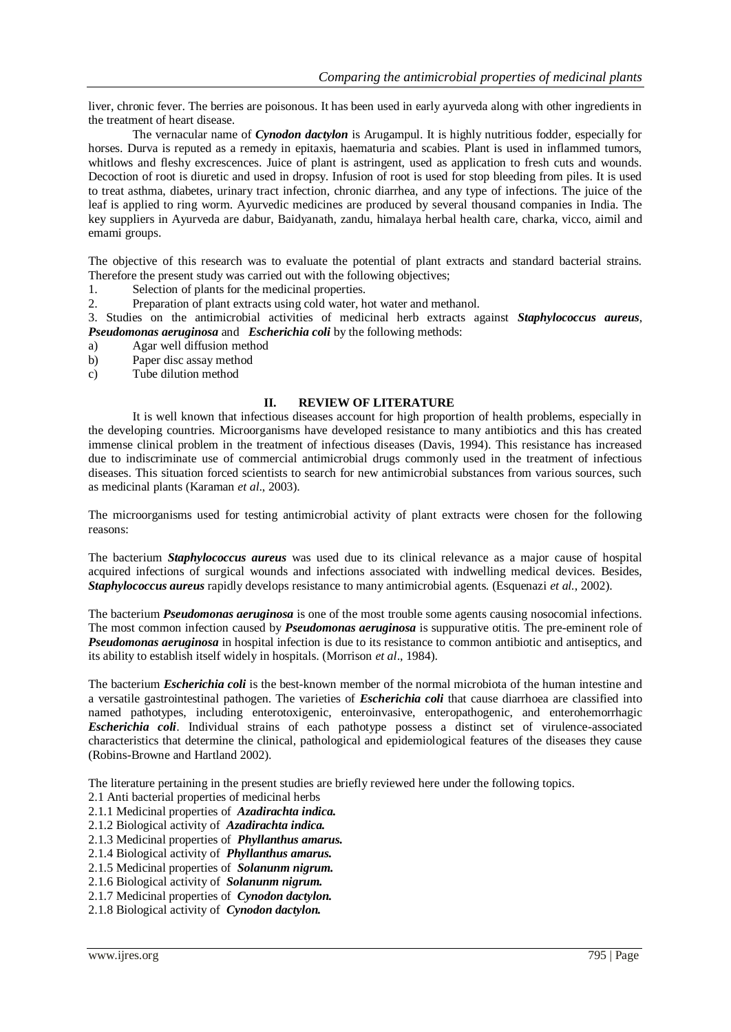liver, chronic fever. The berries are poisonous. It has been used in early ayurveda along with other ingredients in the treatment of heart disease.

The vernacular name of ***Cynodon dactylon*** is Arugampul. It is highly nutritious fodder, especially for horses. Durva is reputed as a remedy in epitaxis, haematuria and scabies. Plant is used in inflammed tumors, whitlows and fleshy excrescences. Juice of plant is astringent, used as application to fresh cuts and wounds. Decoction of root is diuretic and used in dropsy. Infusion of root is used for stop bleeding from piles. It is used to treat asthma, diabetes, urinary tract infection, chronic diarrhea, and any type of infections. The juice of the leaf is applied to ring worm. Ayurvedic medicines are produced by several thousand companies in India. The key suppliers in Ayurveda are dabur, Baidyanath, zandu, himalaya herbal health care, charka, vicco, aimil and emami groups.

The objective of this research was to evaluate the potential of plant extracts and standard bacterial strains. Therefore the present study was carried out with the following objectives;

1. Selection of plants for the medicinal properties.
2. Preparation of plant extracts using cold water, hot water and methanol.
3. Studies on the antimicrobial activities of medicinal herb extracts against ***Staphylococcus aureus***, ***Pseudomonas aeruginosa*** and ***Escherichia coli*** by the following methods:

a) Agar well diffusion method
b) Paper disc assay method
c) Tube dilution method

## II. REVIEW OF LITERATURE

It is well known that infectious diseases account for high proportion of health problems, especially in the developing countries. Microorganisms have developed resistance to many antibiotics and this has created immense clinical problem in the treatment of infectious diseases (Davis, 1994). This resistance has increased due to indiscriminate use of commercial antimicrobial drugs commonly used in the treatment of infectious diseases. This situation forced scientists to search for new antimicrobial substances from various sources, such as medicinal plants (Karaman *et al*., 2003).

The microorganisms used for testing antimicrobial activity of plant extracts were chosen for the following reasons:

The bacterium ***Staphylococcus aureus*** was used due to its clinical relevance as a major cause of hospital acquired infections of surgical wounds and infections associated with indwelling medical devices. Besides, ***Staphylococcus aureus*** rapidly develops resistance to many antimicrobial agents. (Esquenazi *et al.*, 2002).

The bacterium ***Pseudomonas aeruginosa*** is one of the most trouble some agents causing nosocomial infections. The most common infection caused by ***Pseudomonas aeruginosa*** is suppurative otitis. The pre-eminent role of ***Pseudomonas aeruginosa*** in hospital infection is due to its resistance to common antibiotic and antiseptics, and its ability to establish itself widely in hospitals. (Morrison *et al*., 1984).

The bacterium ***Escherichia coli*** is the best-known member of the normal microbiota of the human intestine and a versatile gastrointestinal pathogen. The varieties of ***Escherichia coli*** that cause diarrhoea are classified into named pathotypes, including enterotoxigenic, enteroinvasive, enteropathogenic, and enterohemorrhagic ***Escherichia coli***. Individual strains of each pathotype possess a distinct set of virulence-associated characteristics that determine the clinical, pathological and epidemiological features of the diseases they cause (Robins-Browne and Hartland 2002).

The literature pertaining in the present studies are briefly reviewed here under the following topics.

2.1 Anti bacterial properties of medicinal herbs
2.1.1 Medicinal properties of ***Azadirachta indica.***
2.1.2 Biological activity of ***Azadirachta indica.***
2.1.3 Medicinal properties of ***Phyllanthus amarus.***
2.1.4 Biological activity of ***Phyllanthus amarus.***
2.1.5 Medicinal properties of ***Solanunm nigrum.***
2.1.6 Biological activity of ***Solanunm nigrum.***
2.1.7 Medicinal properties of ***Cynodon dactylon.***
2.1.8 Biological activity of ***Cynodon dactylon.***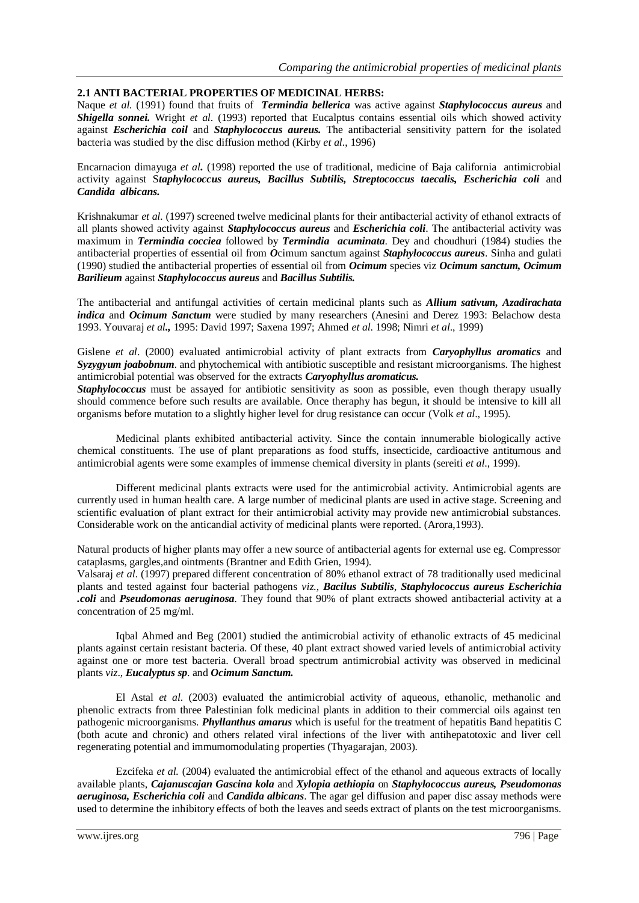### 2.1 ANTI BACTERIAL PROPERTIES OF MEDICINAL HERBS:

Naque *et al.* (1991) found that fruits of ***Termindia bellerica*** was active against ***Staphylococcus aureus*** and ***Shigella sonnei.*** Wright *et al*. (1993) reported that Eucalptus contains essential oils which showed activity against ***Escherichia coil*** and ***Staphylococcus aureus.*** The antibacterial sensitivity pattern for the isolated bacteria was studied by the disc diffusion method (Kirby *et al*., 1996)

Encarnacion dimayuga *et al***.** (1998) reported the use of traditional, medicine of Baja california antimicrobial activity against S***taphylococcus aureus, Bacillus Subtilis, Streptococcus taecalis, Escherichia coli*** and ***Candida albicans.***

Krishnakumar *et al*. (1997) screened twelve medicinal plants for their antibacterial activity of ethanol extracts of all plants showed activity against ***Staphylococcus aureus*** and ***Escherichia coli***. The antibacterial activity was maximum in ***Termindia cocciea*** followed by ***Termindia acuminata***. Dey and choudhuri (1984) studies the antibacterial properties of essential oil from ***O***cimum sanctum against ***Staphylococcus aureus***. Sinha and gulati (1990) studied the antibacterial properties of essential oil from ***Ocimum*** species viz ***Ocimum sanctum, Ocimum Barilieum*** against ***Staphylococcus aureus*** and ***Bacillus Subtilis.***

The antibacterial and antifungal activities of certain medicinal plants such as ***Allium sativum, Azadirachata indica*** and ***Ocimum Sanctum*** were studied by many researchers (Anesini and Derez 1993: Belachow desta 1993. Youvaraj *et al***.,** 1995: David 1997; Saxena 1997; Ahmed *et al*. 1998; Nimri *et al*., 1999)

Gislene *et al*. (2000) evaluated antimicrobial activity of plant extracts from ***Caryophyllus aromatics*** and ***Syzygyum joabobnum***. and phytochemical with antibiotic susceptible and resistant microorganisms. The highest antimicrobial potential was observed for the extracts ***Caryophyllus aromaticus.***

***Staphylococcus*** must be assayed for antibiotic sensitivity as soon as possible, even though therapy usually should commence before such results are available. Once theraphy has begun, it should be intensive to kill all organisms before mutation to a slightly higher level for drug resistance can occur (Volk *et al*., 1995).

Medicinal plants exhibited antibacterial activity. Since the contain innumerable biologically active chemical constituents. The use of plant preparations as food stuffs, insecticide, cardioactive antitumous and antimicrobial agents were some examples of immense chemical diversity in plants (sereiti *et al*., 1999).

Different medicinal plants extracts were used for the antimicrobial activity. Antimicrobial agents are currently used in human health care. A large number of medicinal plants are used in active stage. Screening and scientific evaluation of plant extract for their antimicrobial activity may provide new antimicrobial substances. Considerable work on the anticandial activity of medicinal plants were reported. (Arora,1993).

Natural products of higher plants may offer a new source of antibacterial agents for external use eg. Compressor cataplasms, gargles,and ointments (Brantner and Edith Grien, 1994).

Valsaraj *et al*. (1997) prepared different concentration of 80% ethanol extract of 78 traditionally used medicinal plants and tested against four bacterial pathogens *viz.*, ***Bacilus Subtilis***, ***Staphylococcus aureus Escherichia .coli*** and ***Pseudomonas aeruginosa***. They found that 90% of plant extracts showed antibacterial activity at a concentration of 25 mg/ml.

Iqbal Ahmed and Beg (2001) studied the antimicrobial activity of ethanolic extracts of 45 medicinal plants against certain resistant bacteria. Of these, 40 plant extract showed varied levels of antimicrobial activity against one or more test bacteria. Overall broad spectrum antimicrobial activity was observed in medicinal plants *viz*., ***Eucalyptus sp***. and ***Ocimum Sanctum.***

El Astal *et al*. (2003) evaluated the antimicrobial activity of aqueous, ethanolic, methanolic and phenolic extracts from three Palestinian folk medicinal plants in addition to their commercial oils against ten pathogenic microorganisms. ***Phyllanthus amarus*** which is useful for the treatment of hepatitis Band hepatitis C (both acute and chronic) and others related viral infections of the liver with antihepatotoxic and liver cell regenerating potential and immumomodulating properties (Thyagarajan, 2003).

Ezcifeka *et al.* (2004) evaluated the antimicrobial effect of the ethanol and aqueous extracts of locally available plants, ***Cajanuscajan Gascina kola*** and ***Xylopia aethiopia*** on ***Staphylococcus aureus, Pseudomonas aeruginosa, Escherichia coli*** and ***Candida albicans***. The agar gel diffusion and paper disc assay methods were used to determine the inhibitory effects of both the leaves and seeds extract of plants on the test microorganisms.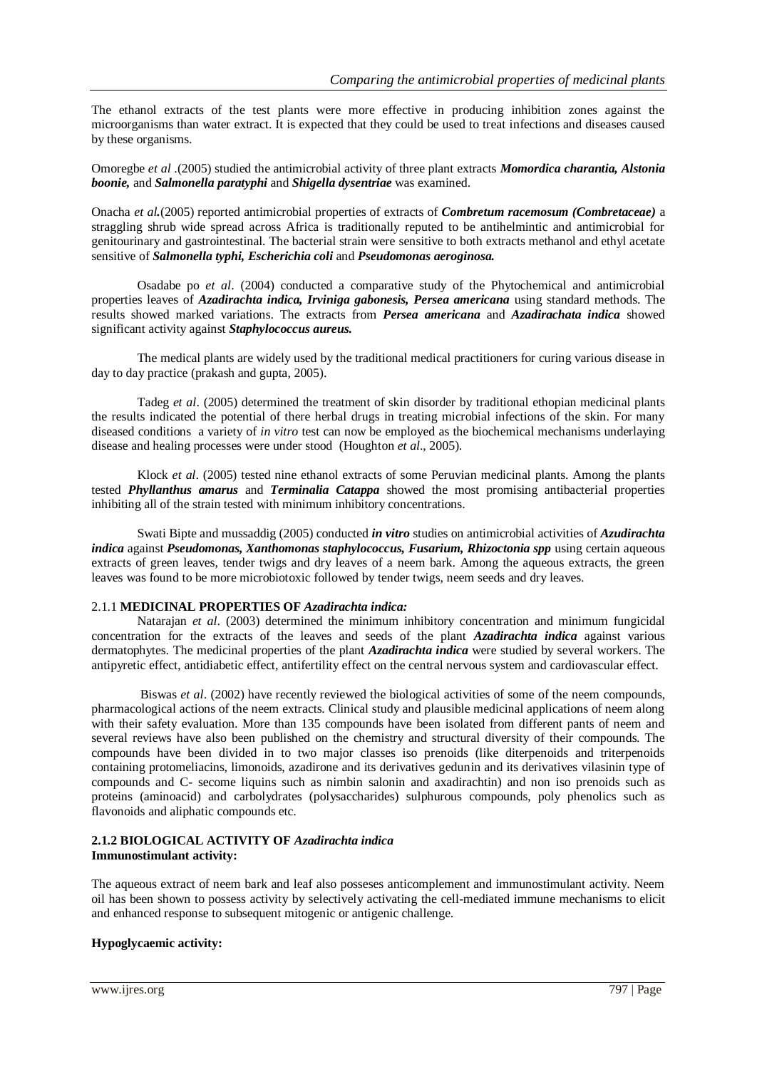The ethanol extracts of the test plants were more effective in producing inhibition zones against the microorganisms than water extract. It is expected that they could be used to treat infections and diseases caused by these organisms.

Omoregbe *et al* .(2005) studied the antimicrobial activity of three plant extracts ***Momordica charantia, Alstonia boonie,*** and ***Salmonella paratyphi*** and ***Shigella dysentriae*** was examined.

Onacha *et al.*(2005) reported antimicrobial properties of extracts of ***Combretum racemosum (Combretaceae)*** a straggling shrub wide spread across Africa is traditionally reputed to be antihelmintic and antimicrobial for genitourinary and gastrointestinal. The bacterial strain were sensitive to both extracts methanol and ethyl acetate sensitive of ***Salmonella typhi, Escherichia coli*** and ***Pseudomonas aeroginosa.***

Osadabe po *et al*. (2004) conducted a comparative study of the Phytochemical and antimicrobial properties leaves of ***Azadirachta indica, Irviniga gabonesis, Persea americana*** using standard methods. The results showed marked variations. The extracts from ***Persea americana*** and ***Azadirachata indica*** showed significant activity against ***Staphylococcus aureus.***

The medical plants are widely used by the traditional medical practitioners for curing various disease in day to day practice (prakash and gupta, 2005).

Tadeg *et al*. (2005) determined the treatment of skin disorder by traditional ethopian medicinal plants the results indicated the potential of there herbal drugs in treating microbial infections of the skin. For many diseased conditions a variety of *in vitro* test can now be employed as the biochemical mechanisms underlaying disease and healing processes were under stood (Houghton *et al*., 2005).

Klock *et al*. (2005) tested nine ethanol extracts of some Peruvian medicinal plants. Among the plants tested ***Phyllanthus amarus*** and ***Terminalia Catappa*** showed the most promising antibacterial properties inhibiting all of the strain tested with minimum inhibitory concentrations.

Swati Bipte and mussaddig (2005) conducted ***in vitro*** studies on antimicrobial activities of ***Azudirachta indica*** against ***Pseudomonas, Xanthomonas staphylococcus, Fusarium, Rhizoctonia spp*** using certain aqueous extracts of green leaves, tender twigs and dry leaves of a neem bark. Among the aqueous extracts, the green leaves was found to be more microbiotoxic followed by tender twigs, neem seeds and dry leaves.

### 2.1.1 MEDICINAL PROPERTIES OF *Azadirachta indica:*

Natarajan *et al*. (2003) determined the minimum inhibitory concentration and minimum fungicidal concentration for the extracts of the leaves and seeds of the plant ***Azadirachta indica*** against various dermatophytes. The medicinal properties of the plant ***Azadirachta indica*** were studied by several workers. The antipyretic effect, antidiabetic effect, antifertility effect on the central nervous system and cardiovascular effect.

Biswas *et al*. (2002) have recently reviewed the biological activities of some of the neem compounds, pharmacological actions of the neem extracts. Clinical study and plausible medicinal applications of neem along with their safety evaluation. More than 135 compounds have been isolated from different pants of neem and several reviews have also been published on the chemistry and structural diversity of their compounds. The compounds have been divided in to two major classes iso prenoids (like diterpenoids and triterpenoids containing protomeliacins, limonoids, azadirone and its derivatives gedunin and its derivatives vilasinin type of compounds and C- secome liquins such as nimbin salonin and axadirachtin) and non iso prenoids such as proteins (aminoacid) and carbolydrates (polysaccharides) sulphurous compounds, poly phenolics such as flavonoids and aliphatic compounds etc.

### 2.1.2 BIOLOGICAL ACTIVITY OF *Azadirachta indica*

**Immunostimulant activity:**

The aqueous extract of neem bark and leaf also posseses anticomplement and immunostimulant activity. Neem oil has been shown to possess activity by selectively activating the cell-mediated immune mechanisms to elicit and enhanced response to subsequent mitogenic or antigenic challenge.

**Hypoglycaemic activity:**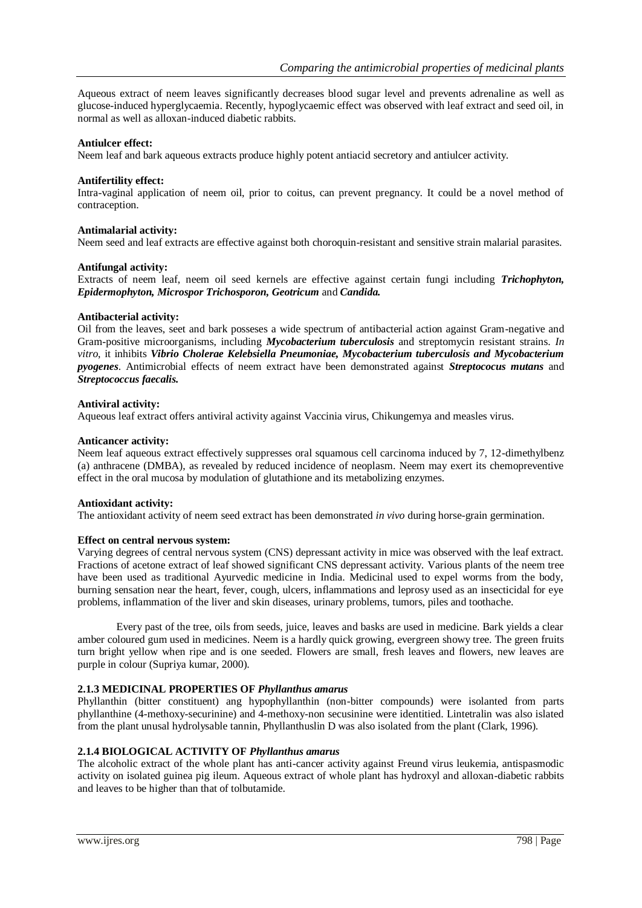Aqueous extract of neem leaves significantly decreases blood sugar level and prevents adrenaline as well as glucose-induced hyperglycaemia. Recently, hypoglycaemic effect was observed with leaf extract and seed oil, in normal as well as alloxan-induced diabetic rabbits.

**Antiulcer effect:**
Neem leaf and bark aqueous extracts produce highly potent antiacid secretory and antiulcer activity.

**Antifertility effect:**
Intra-vaginal application of neem oil, prior to coitus, can prevent pregnancy. It could be a novel method of contraception.

**Antimalarial activity:**
Neem seed and leaf extracts are effective against both choroquin-resistant and sensitive strain malarial parasites.

**Antifungal activity:**
Extracts of neem leaf, neem oil seed kernels are effective against certain fungi including ***Trichophyton, Epidermophyton, Microspor Trichosporon, Geotricum*** and ***Candida.***

**Antibacterial activity:**
Oil from the leaves, seet and bark posseses a wide spectrum of antibacterial action against Gram-negative and Gram-positive microorganisms, including ***Mycobacterium tuberculosis*** and streptomycin resistant strains. *In vitro*, it inhibits ***Vibrio Cholerae Kelebsiella Pneumoniae, Mycobacterium tuberculosis and Mycobacterium pyogenes***. Antimicrobial effects of neem extract have been demonstrated against ***Streptococus mutans*** and ***Streptococcus faecalis.***

**Antiviral activity:**
Aqueous leaf extract offers antiviral activity against Vaccinia virus, Chikungemya and measles virus.

**Anticancer activity:**
Neem leaf aqueous extract effectively suppresses oral squamous cell carcinoma induced by 7, 12-dimethylbenz (a) anthracene (DMBA), as revealed by reduced incidence of neoplasm. Neem may exert its chemopreventive effect in the oral mucosa by modulation of glutathione and its metabolizing enzymes.

**Antioxidant activity:**
The antioxidant activity of neem seed extract has been demonstrated *in vivo* during horse-grain germination.

**Effect on central nervous system:**
Varying degrees of central nervous system (CNS) depressant activity in mice was observed with the leaf extract. Fractions of acetone extract of leaf showed significant CNS depressant activity. Various plants of the neem tree have been used as traditional Ayurvedic medicine in India. Medicinal used to expel worms from the body, burning sensation near the heart, fever, cough, ulcers, inflammations and leprosy used as an insecticidal for eye problems, inflammation of the liver and skin diseases, urinary problems, tumors, piles and toothache.

Every past of the tree, oils from seeds, juice, leaves and basks are used in medicine. Bark yields a clear amber coloured gum used in medicines. Neem is a hardly quick growing, evergreen showy tree. The green fruits turn bright yellow when ripe and is one seeded. Flowers are small, fresh leaves and flowers, new leaves are purple in colour (Supriya kumar, 2000).

### 2.1.3 MEDICINAL PROPERTIES OF *Phyllanthus amarus*

Phyllanthin (bitter constituent) ang hypophyllanthin (non-bitter compounds) were isolanted from parts phyllanthine (4-methoxy-securinine) and 4-methoxy-non secusinine were identitied. Lintetralin was also islated from the plant unusal hydrolysable tannin, Phyllanthuslin D was also isolated from the plant (Clark, 1996).

### 2.1.4 BIOLOGICAL ACTIVITY OF *Phyllanthus amarus*

The alcoholic extract of the whole plant has anti-cancer activity against Freund virus leukemia, antispasmodic activity on isolated guinea pig ileum. Aqueous extract of whole plant has hydroxyl and alloxan-diabetic rabbits and leaves to be higher than that of tolbutamide.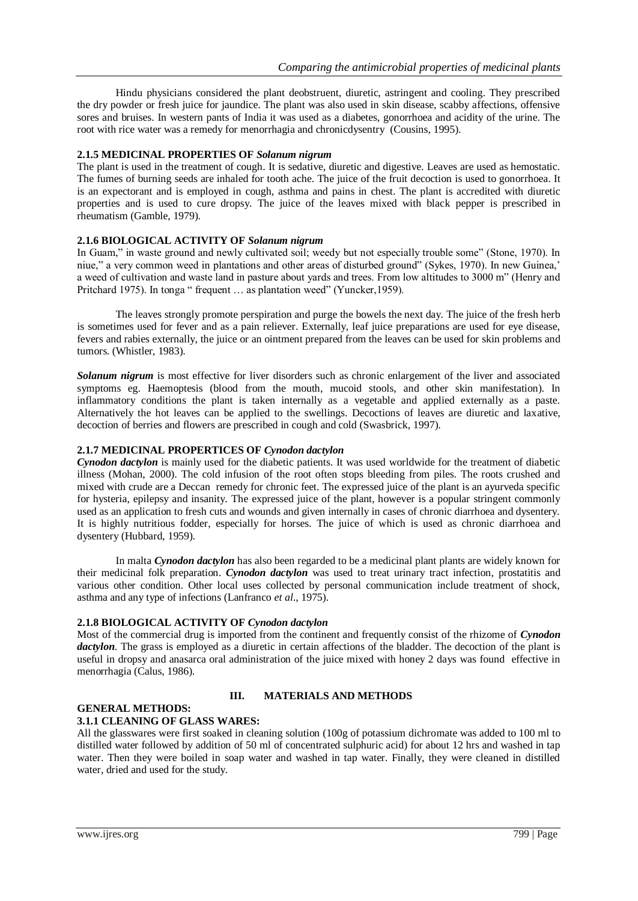Hindu physicians considered the plant deobstruent, diuretic, astringent and cooling. They prescribed the dry powder or fresh juice for jaundice. The plant was also used in skin disease, scabby affections, offensive sores and bruises. In western pants of India it was used as a diabetes, gonorrhoea and acidity of the urine. The root with rice water was a remedy for menorrhagia and chronicdysentry (Cousins, 1995).

### 2.1.5 MEDICINAL PROPERTIES OF *Solanum nigrum*

The plant is used in the treatment of cough. It is sedative, diuretic and digestive. Leaves are used as hemostatic. The fumes of burning seeds are inhaled for tooth ache. The juice of the fruit decoction is used to gonorrhoea. It is an expectorant and is employed in cough, asthma and pains in chest. The plant is accredited with diuretic properties and is used to cure dropsy. The juice of the leaves mixed with black pepper is prescribed in rheumatism (Gamble, 1979).

### 2.1.6 BIOLOGICAL ACTIVITY OF *Solanum nigrum*

In Guam," in waste ground and newly cultivated soil; weedy but not especially trouble some" (Stone, 1970). In niue," a very common weed in plantations and other areas of disturbed ground" (Sykes, 1970). In new Guinea,' a weed of cultivation and waste land in pasture about yards and trees. From low altitudes to 3000 m" (Henry and Pritchard 1975). In tonga " frequent … as plantation weed" (Yuncker,1959).

The leaves strongly promote perspiration and purge the bowels the next day. The juice of the fresh herb is sometimes used for fever and as a pain reliever. Externally, leaf juice preparations are used for eye disease, fevers and rabies externally, the juice or an ointment prepared from the leaves can be used for skin problems and tumors. (Whistler, 1983).

***Solanum nigrum*** is most effective for liver disorders such as chronic enlargement of the liver and associated symptoms eg. Haemoptesis (blood from the mouth, mucoid stools, and other skin manifestation). In inflammatory conditions the plant is taken internally as a vegetable and applied externally as a paste. Alternatively the hot leaves can be applied to the swellings. Decoctions of leaves are diuretic and laxative, decoction of berries and flowers are prescribed in cough and cold (Swasbrick, 1997).

### 2.1.7 MEDICINAL PROPERTICES OF *Cynodon dactylon*

***Cynodon dactylon*** is mainly used for the diabetic patients. It was used worldwide for the treatment of diabetic illness (Mohan, 2000). The cold infusion of the root often stops bleeding from piles. The roots crushed and mixed with crude are a Deccan remedy for chronic feet. The expressed juice of the plant is an ayurveda specific for hysteria, epilepsy and insanity. The expressed juice of the plant, however is a popular stringent commonly used as an application to fresh cuts and wounds and given internally in cases of chronic diarrhoea and dysentery. It is highly nutritious fodder, especially for horses. The juice of which is used as chronic diarrhoea and dysentery (Hubbard, 1959).

In malta ***Cynodon dactylon*** has also been regarded to be a medicinal plant plants are widely known for their medicinal folk preparation. ***Cynodon dactylon*** was used to treat urinary tract infection, prostatitis and various other condition. Other local uses collected by personal communication include treatment of shock, asthma and any type of infections (Lanfranco *et al*., 1975).

### 2.1.8 BIOLOGICAL ACTIVITY OF *Cynodon dactylon*

Most of the commercial drug is imported from the continent and frequently consist of the rhizome of ***Cynodon dactylon***. The grass is employed as a diuretic in certain affections of the bladder. The decoction of the plant is useful in dropsy and anasarca oral administration of the juice mixed with honey 2 days was found effective in menorrhagia (Calus, 1986).

## III. MATERIALS AND METHODS

### GENERAL METHODS:

### 3.1.1 CLEANING OF GLASS WARES:

All the glasswares were first soaked in cleaning solution (100g of potassium dichromate was added to 100 ml to distilled water followed by addition of 50 ml of concentrated sulphuric acid) for about 12 hrs and washed in tap water. Then they were boiled in soap water and washed in tap water. Finally, they were cleaned in distilled water, dried and used for the study.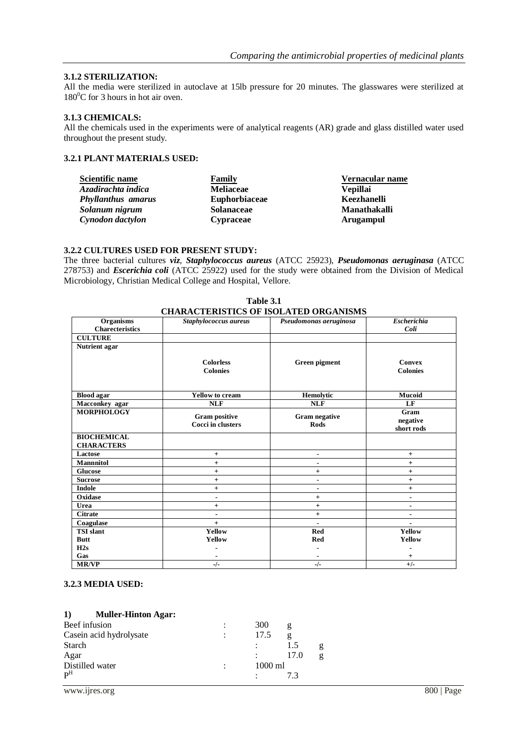### 3.1.2 STERILIZATION:

All the media were sterilized in autoclave at 15lb pressure for 20 minutes. The glasswares were sterilized at $180^0$C for 3 hours in hot air oven.

### 3.1.3 CHEMICALS:

All the chemicals used in the experiments were of analytical reagents (AR) grade and glass distilled water used throughout the present study.

### 3.2.1 PLANT MATERIALS USED:

| Scientific name | Family | Vernacular name |
|---|---|---|
| *Azadirachta indica* | **Meliaceae** | **Vepillai** |
| *Phyllanthus amarus* | **Euphorbiaceae** | **Keezhanelli** |
| *Solanum nigrum* | **Solanaceae** | **Manathakalli** |
| *Cynodon dactylon* | **Cypraceae** | **Arugampul** |

### 3.2.2 CULTURES USED FOR PRESENT STUDY:

The three bacterial cultures ***viz*, *Staphylococcus aureus*** (ATCC 25923), ***Pseudomonas aeruginasa*** (ATCC 278753) and ***Escerichia coli*** (ATCC 25922) used for the study were obtained from the Division of Medical Microbiology, Christian Medical College and Hospital, Vellore.

**Table 3.1**
**CHARACTERISTICS OF ISOLATED ORGANISMS**

| Organisms Charecteristics | *Staphylococcus aureus* | *Pseudomonas aeruginosa* | *Escherichia Coli* |
|---|---|---|---|
| **CULTURE** | | | |
| **Nutrient agar** | **Colorless Colonies** | **Green pigment** | **Convex Colonies** |
| **Blood agar** | **Yellow to cream** | **Hemolytic** | **Mucoid** |
| **Macconkey agar** | **NLF** | **NLF** | **LF** |
| **MORPHOLOGY** | **Gram positive Cocci in clusters** | **Gram negative Rods** | **Gram negative short rods** |
| **BIOCHEMICAL CHARACTERS** | | | |
| **Lactose** | + | - | + |
| **Mannnitol** | + | - | + |
| **Glucose** | + | + | + |
| **Sucrose** | + | - | + |
| **Indole** | + | - | + |
| **Oxidase** | - | + | - |
| **Urea** | + | + | - |
| **Citrate** | - | + | - |
| **Coagulase** | + | - | - |
| **TSI slant** | **Yellow** | **Red** | **Yellow** |
| **Butt** | **Yellow** | **Red** | **Yellow** |
| **H2s** | - | - | - |
| **Gas** | - | - | + |
| **MR/VP** | -/- | -/- | +/- |

### 3.2.3 MEDIA USED:

**1) Muller-Hinton Agar:**

| | | |
|---|---|---|
| Beef infusion | : | 300 g |
| Casein acid hydrolysate | : | 17.5 g |
| Starch | : | 1.5 g |
| Agar | : | 17.0 g |
| Distilled water | : | 1000 ml |
| $P^H$ | : | 7.3 |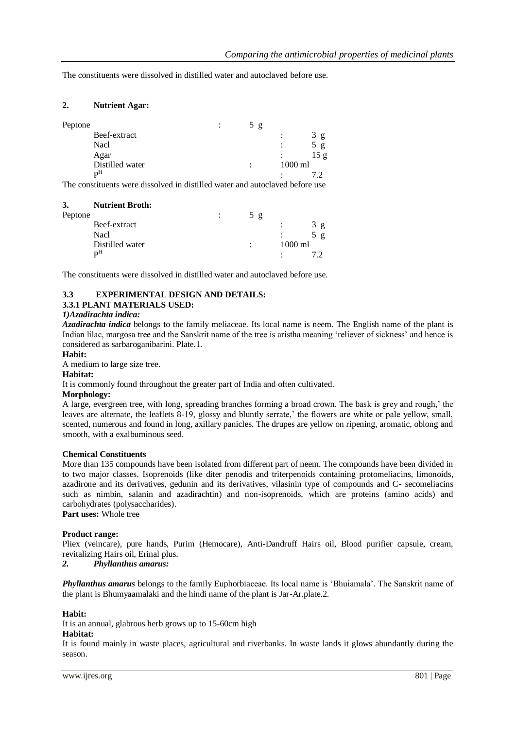The constituents were dissolved in distilled water and autoclaved before use.

## 2. Nutrient Agar:

| | | |
|---|---|---|
| Peptone | : | 5 g |
| Beef-extract | : | 3 g |
| Nacl | : | 5 g |
| Agar | : | 15 g |
| Distilled water | : | 1000 ml |
| $P^H$ | : | 7.2 |

The constituents were dissolved in distilled water and autoclaved before use

## 3. Nutrient Broth:

| | | |
|---|---|---|
| Peptone | : | 5 g |
| Beef-extract | : | 3 g |
| Nacl | : | 5 g |
| Distilled water | : | 1000 ml |
| $P^H$ | : | 7.2 |

The constituents were dissolved in distilled water and autoclaved before use.

## 3.3 EXPERIMENTAL DESIGN AND DETAILS:

### 3.3.1 PLANT MATERIALS USED:

***1)Azadirachta indica:***

***Azadirachta indica*** belongs to the family meliaceae. Its local name is neem. The English name of the plant is Indian lilac, margosa tree and the Sanskrit name of the tree is aristha meaning 'reliever of sickness' and hence is considered as sarbaroganibarini. Plate.1.

**Habit:**

A medium to large size tree.

**Habitat:**

It is commonly found throughout the greater part of India and often cultivated.

**Morphology:**

A large, evergreen tree, with long, spreading branches forming a broad crown. The bask is grey and rough,' the leaves are alternate, the leaflets 8-19, glossy and bluntly serrate,' the flowers are white or pale yellow, small, scented, numerous and found in long, axillary panicles. The drupes are yellow on ripening, aromatic, oblong and smooth, with a exalbuminous seed.

**Chemical Constituents**

More than 135 compounds have been isolated from different part of neem. The compounds have been divided in to two major classes. Isoprenoids (like diter penodis and triterpenoids containing protomeliacins, limonoids, azadirone and its derivatives, gedunin and its derivatives, vilasinin type of compounds and C- secomeliacins such as nimbin, salanin and azadirachtin) and non-isoprenoids, which are proteins (amino acids) and carbohydrates (polysaccharides).

**Part uses:** Whole tree

**Product range:**

Pliex (veincare), pure hands, Purim (Hemocare), Anti-Dandruff Hairs oil, Blood purifier capsule, cream, revitalizing Hairs oil, Erinal plus.

***2. Phyllanthus amarus:***

***Phyllanthus amarus*** belongs to the family Euphorbiaceae. Its local name is 'Bhuiamala'. The Sanskrit name of the plant is Bhumyaamalaki and the hindi name of the plant is Jar-Ar.plate.2.

**Habit:**

It is an annual, glabrous herb grows up to 15-60cm high

**Habitat:**

It is found mainly in waste places, agricultural and riverbanks. In waste lands it glows abundantly during the season.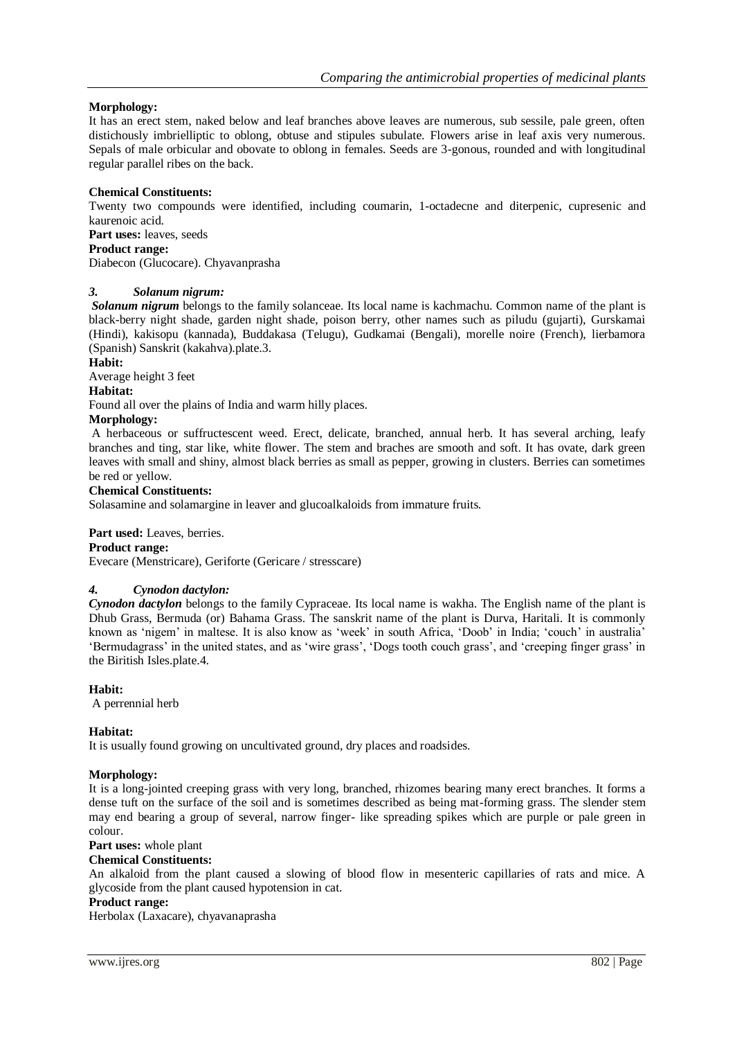**Morphology:**

It has an erect stem, naked below and leaf branches above leaves are numerous, sub sessile, pale green, often distichously imbrielliptic to oblong, obtuse and stipules subulate. Flowers arise in leaf axis very numerous. Sepals of male orbicular and obovate to oblong in females. Seeds are 3-gonous, rounded and with longitudinal regular parallel ribes on the back.

**Chemical Constituents:**

Twenty two compounds were identified, including coumarin, 1-octadecne and diterpenic, cupresenic and kaurenoic acid.

**Part uses:** leaves, seeds

**Product range:**

Diabecon (Glucocare). Chyavanprasha

### *3. Solanum nigrum:*

***Solanum nigrum*** belongs to the family solanceae. Its local name is kachmachu. Common name of the plant is black-berry night shade, garden night shade, poison berry, other names such as piludu (gujarti), Gurskamai (Hindi), kakisopu (kannada), Buddakasa (Telugu), Gudkamai (Bengali), morelle noire (French), lierbamora (Spanish) Sanskrit (kakahva).plate.3.

**Habit:**

Average height 3 feet

**Habitat:**

Found all over the plains of India and warm hilly places.

**Morphology:**

A herbaceous or suffructescent weed. Erect, delicate, branched, annual herb. It has several arching, leafy branches and ting, star like, white flower. The stem and braches are smooth and soft. It has ovate, dark green leaves with small and shiny, almost black berries as small as pepper, growing in clusters. Berries can sometimes be red or yellow.

**Chemical Constituents:**

Solasamine and solamargine in leaver and glucoalkaloids from immature fruits.

**Part used:** Leaves, berries.

**Product range:**

Evecare (Menstricare), Geriforte (Gericare / stresscare)

### *4. Cynodon dactylon:*

***Cynodon dactylon*** belongs to the family Cypraceae. Its local name is wakha. The English name of the plant is Dhub Grass, Bermuda (or) Bahama Grass. The sanskrit name of the plant is Durva, Haritali. It is commonly known as 'nigem' in maltese. It is also know as 'week' in south Africa, 'Doob' in India; 'couch' in australia' 'Bermudagrass' in the united states, and as 'wire grass', 'Dogs tooth couch grass', and 'creeping finger grass' in the Biritish Isles.plate.4.

**Habit:**

A perrennial herb

**Habitat:**

It is usually found growing on uncultivated ground, dry places and roadsides.

**Morphology:**

It is a long-jointed creeping grass with very long, branched, rhizomes bearing many erect branches. It forms a dense tuft on the surface of the soil and is sometimes described as being mat-forming grass. The slender stem may end bearing a group of several, narrow finger- like spreading spikes which are purple or pale green in colour.

**Part uses:** whole plant

**Chemical Constituents:**

An alkaloid from the plant caused a slowing of blood flow in mesenteric capillaries of rats and mice. A glycoside from the plant caused hypotension in cat.

**Product range:**

Herbolax (Laxacare), chyavanaprasha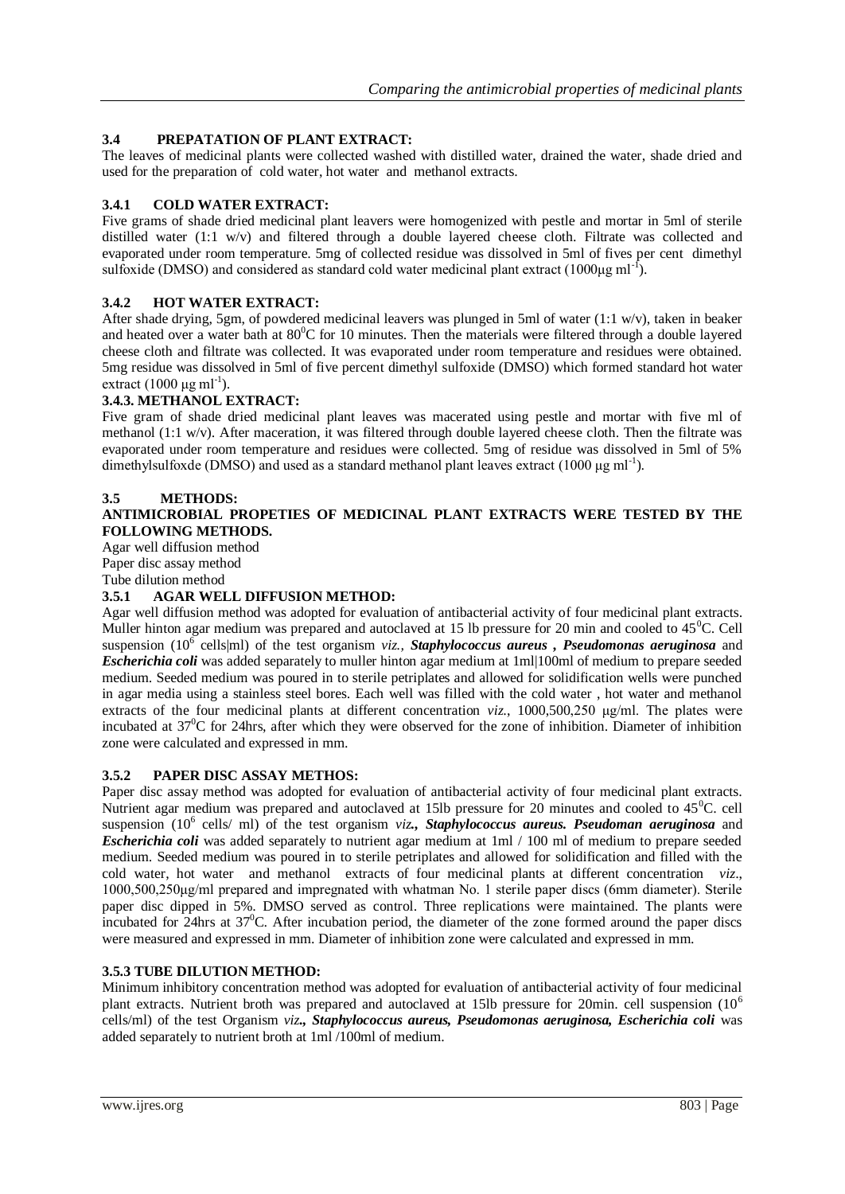### 3.4 PREPATATION OF PLANT EXTRACT:

The leaves of medicinal plants were collected washed with distilled water, drained the water, shade dried and used for the preparation of cold water, hot water and methanol extracts.

### 3.4.1 COLD WATER EXTRACT:

Five grams of shade dried medicinal plant leavers were homogenized with pestle and mortar in 5ml of sterile distilled water (1:1 w/v) and filtered through a double layered cheese cloth. Filtrate was collected and evaporated under room temperature. 5mg of collected residue was dissolved in 5ml of fives per cent dimethyl sulfoxide (DMSO) and considered as standard cold water medicinal plant extract (1000μg $ml^{-1}$).

### 3.4.2 HOT WATER EXTRACT:

After shade drying, 5gm, of powdered medicinal leavers was plunged in 5ml of water (1:1 w/v), taken in beaker and heated over a water bath at $80^0$C for 10 minutes. Then the materials were filtered through a double layered cheese cloth and filtrate was collected. It was evaporated under room temperature and residues were obtained. 5mg residue was dissolved in 5ml of five percent dimethyl sulfoxide (DMSO) which formed standard hot water extract (1000 μg $ml^{-1}$).

### 3.4.3. METHANOL EXTRACT:

Five gram of shade dried medicinal plant leaves was macerated using pestle and mortar with five ml of methanol (1:1 w/v). After maceration, it was filtered through double layered cheese cloth. Then the filtrate was evaporated under room temperature and residues were collected. 5mg of residue was dissolved in 5ml of 5% dimethylsulfoxde (DMSO) and used as a standard methanol plant leaves extract (1000 μg $ml^{-1}$).

### 3.5 METHODS:

**ANTIMICROBIAL PROPETIES OF MEDICINAL PLANT EXTRACTS WERE TESTED BY THE FOLLOWING METHODS.**

Agar well diffusion method
Paper disc assay method
Tube dilution method

### 3.5.1 AGAR WELL DIFFUSION METHOD:

Agar well diffusion method was adopted for evaluation of antibacterial activity of four medicinal plant extracts. Muller hinton agar medium was prepared and autoclaved at 15 lb pressure for 20 min and cooled to $45^0$C. Cell suspension ($10^6$ cells|ml) of the test organism *viz., **Staphylococcus aureus** , **Pseudomonas aeruginosa*** and ***Escherichia coli*** was added separately to muller hinton agar medium at 1ml|100ml of medium to prepare seeded medium. Seeded medium was poured in to sterile petriplates and allowed for solidification wells were punched in agar media using a stainless steel bores. Each well was filled with the cold water , hot water and methanol extracts of the four medicinal plants at different concentration *viz.*, 1000,500,250 μg/ml. The plates were incubated at $37^0$C for 24hrs, after which they were observed for the zone of inhibition. Diameter of inhibition zone were calculated and expressed in mm.

### 3.5.2 PAPER DISC ASSAY METHOS:

Paper disc assay method was adopted for evaluation of antibacterial activity of four medicinal plant extracts. Nutrient agar medium was prepared and autoclaved at 15lb pressure for 20 minutes and cooled to $45^0$C. cell suspension ($10^6$ cells/ ml) of the test organism *viz**., Staphylococcus aureus. Pseudoman aeruginosa*** and ***Escherichia coli*** was added separately to nutrient agar medium at 1ml / 100 ml of medium to prepare seeded medium. Seeded medium was poured in to sterile petriplates and allowed for solidification and filled with the cold water, hot water and methanol extracts of four medicinal plants at different concentration *viz*., 1000,500,250μg/ml prepared and impregnated with whatman No. 1 sterile paper discs (6mm diameter). Sterile paper disc dipped in 5%. DMSO served as control. Three replications were maintained. The plants were incubated for 24hrs at $37^0$C. After incubation period, the diameter of the zone formed around the paper discs were measured and expressed in mm. Diameter of inhibition zone were calculated and expressed in mm.

### 3.5.3 TUBE DILUTION METHOD:

Minimum inhibitory concentration method was adopted for evaluation of antibacterial activity of four medicinal plant extracts. Nutrient broth was prepared and autoclaved at 15lb pressure for 20min. cell suspension ($10^6$ cells/ml) of the test Organism *viz**., Staphylococcus aureus, Pseudomonas aeruginosa, Escherichia coli*** was added separately to nutrient broth at 1ml /100ml of medium.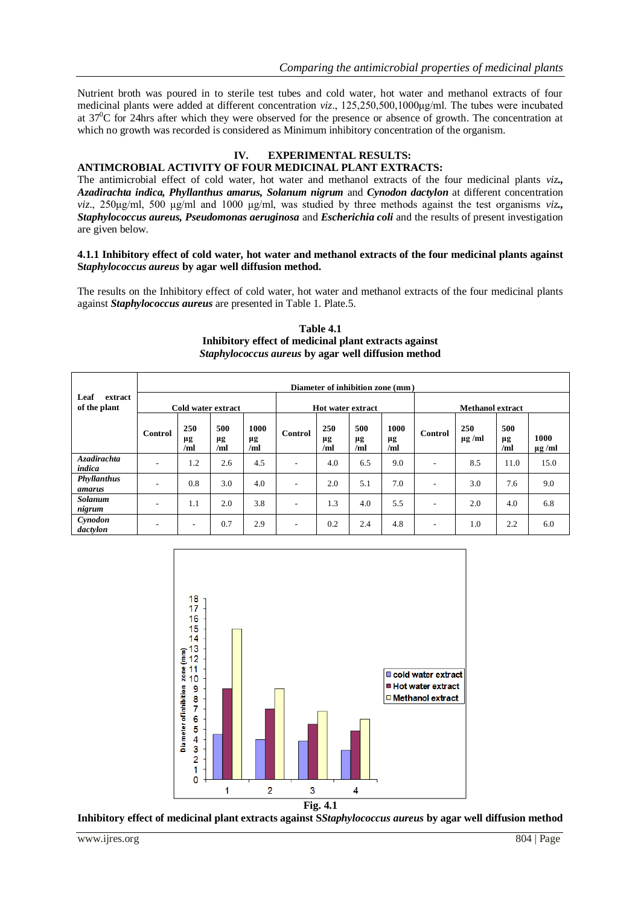Nutrient broth was poured in to sterile test tubes and cold water, hot water and methanol extracts of four medicinal plants were added at different concentration *viz*., 125,250,500,1000µg/ml. The tubes were incubated at $37^0$C for 24hrs after which they were observed for the presence or absence of growth. The concentration at which no growth was recorded is considered as Minimum inhibitory concentration of the organism.

## IV. EXPERIMENTAL RESULTS:

### ANTIMCROBIAL ACTIVITY OF FOUR MEDICINAL PLANT EXTRACTS:

The antimicrobial effect of cold water, hot water and methanol extracts of the four medicinal plants ***viz*., *Azadirachta indica, Phyllanthus amarus, Solanum nigrum*** and ***Cynodon dactylon*** at different concentration *viz*., 250µg/ml, 500 µg/ml and 1000 µg/ml, was studied by three methods against the test organisms ***viz*., *Staphylococcus aureus, Pseudomonas aeruginosa*** and ***Escherichia coli*** and the results of present investigation are given below.

#### 4.1.1 Inhibitory effect of cold water, hot water and methanol extracts of the four medicinal plants against S*taphylococcus aureus* by agar well diffusion method.

The results on the Inhibitory effect of cold water, hot water and methanol extracts of the four medicinal plants against ***Staphylococcus aureus*** are presented in Table 1. Plate.5.

**Table 4.1**
**Inhibitory effect of medicinal plant extracts against *Staphylococcus aureus* by agar well diffusion method**

| Leaf extract of the plant | Diameter of inhibition zone (mm) | | | | | | | | | | | |
|---|---|---|---|---|---|---|---|---|---|---|---|---|
| | Cold water extract | | | | Hot water extract | | | | Methanol extract | | | |
| | Control | 250 µg /ml | 500 µg /ml | 1000 µg /ml | Control | 250 µg /ml | 500 µg /ml | 1000 µg /ml | Control | 250 µg /ml | 500 µg /ml | 1000 µg /ml |
| *Azadirachta indica* | - | 1.2 | 2.6 | 4.5 | - | 4.0 | 6.5 | 9.0 | - | 8.5 | 11.0 | 15.0 |
| *Phyllanthus amarus* | - | 0.8 | 3.0 | 4.0 | - | 2.0 | 5.1 | 7.0 | - | 3.0 | 7.6 | 9.0 |
| *Solanum nigrum* | - | 1.1 | 2.0 | 3.8 | - | 1.3 | 4.0 | 5.5 | - | 2.0 | 4.0 | 6.8 |
| *Cynodon dactylon* | - | - | 0.7 | 2.9 | - | 0.2 | 2.4 | 4.8 | - | 1.0 | 2.2 | 6.0 |

**Fig. 4.1**

**Inhibitory effect of medicinal plant extracts against S*Staphylococcus aureus* by agar well diffusion method**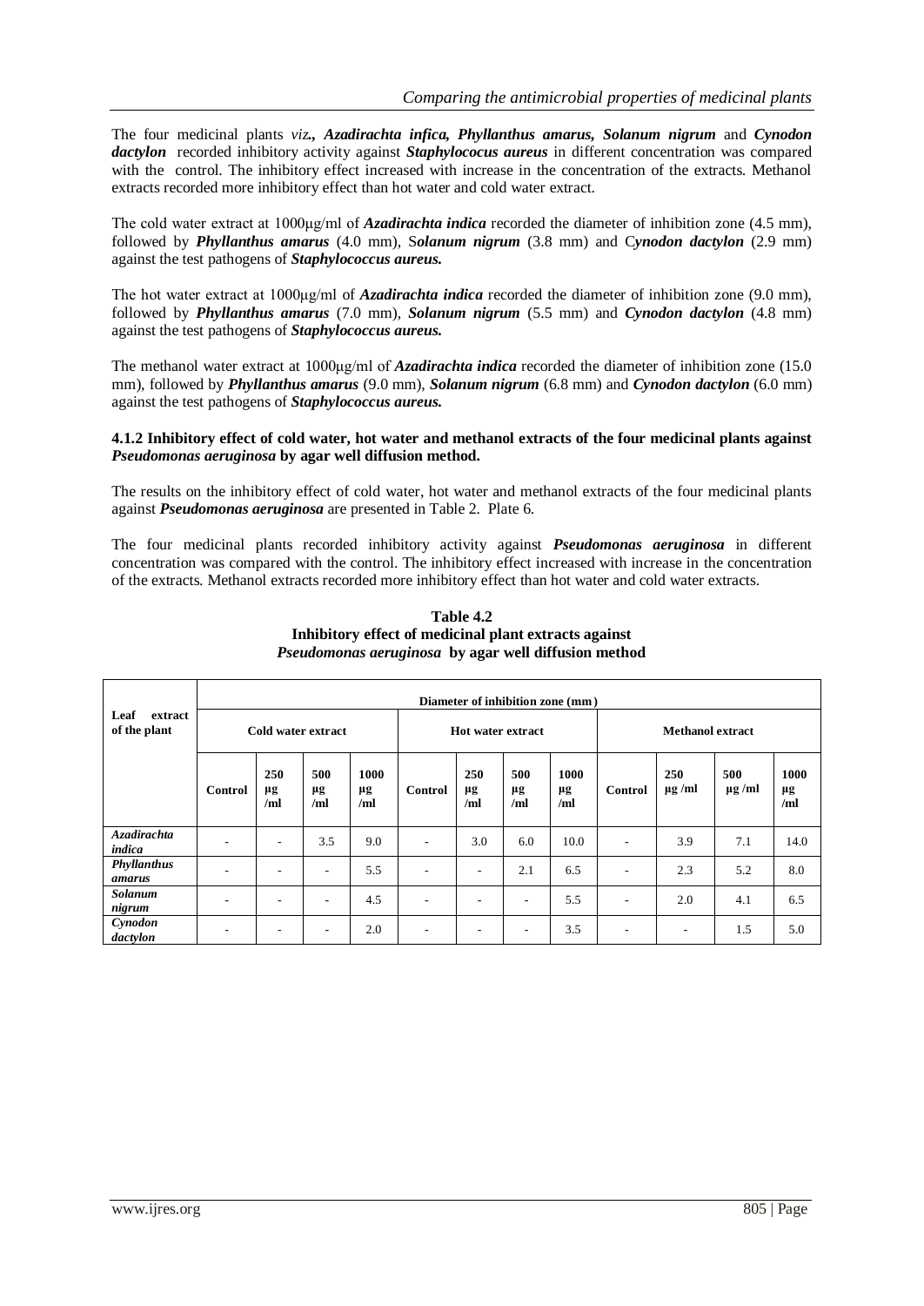The four medicinal plants *viz., **Azadirachta infica, Phyllanthus amarus, Solanum nigrum*** and ***Cynodon dactylon*** recorded inhibitory activity against ***Staphylococus aureus*** in different concentration was compared with the control. The inhibitory effect increased with increase in the concentration of the extracts. Methanol extracts recorded more inhibitory effect than hot water and cold water extract.

The cold water extract at 1000µg/ml of ***Azadirachta indica*** recorded the diameter of inhibition zone (4.5 mm), followed by ***Phyllanthus amarus*** (4.0 mm), S***olanum nigrum*** (3.8 mm) and C***ynodon dactylon*** (2.9 mm) against the test pathogens of ***Staphylococcus aureus.***

The hot water extract at 1000µg/ml of ***Azadirachta indica*** recorded the diameter of inhibition zone (9.0 mm), followed by ***Phyllanthus amarus*** (7.0 mm), ***Solanum nigrum*** (5.5 mm) and ***Cynodon dactylon*** (4.8 mm) against the test pathogens of ***Staphylococcus aureus.***

The methanol water extract at 1000µg/ml of ***Azadirachta indica*** recorded the diameter of inhibition zone (15.0 mm), followed by ***Phyllanthus amarus*** (9.0 mm), ***Solanum nigrum*** (6.8 mm) and ***Cynodon dactylon*** (6.0 mm) against the test pathogens of ***Staphylococcus aureus.***

#### 4.1.2 Inhibitory effect of cold water, hot water and methanol extracts of the four medicinal plants against *Pseudomonas aeruginosa* by agar well diffusion method.

The results on the inhibitory effect of cold water, hot water and methanol extracts of the four medicinal plants against ***Pseudomonas aeruginosa*** are presented in Table 2. Plate 6.

The four medicinal plants recorded inhibitory activity against ***Pseudomonas aeruginosa*** in different concentration was compared with the control. The inhibitory effect increased with increase in the concentration of the extracts. Methanol extracts recorded more inhibitory effect than hot water and cold water extracts.

**Table 4.2**
**Inhibitory effect of medicinal plant extracts against *Pseudomonas aeruginosa* by agar well diffusion method**

| Leaf extract of the plant | Diameter of inhibition zone (mm) | | | | | | | | | | | |
|---|---|---|---|---|---|---|---|---|---|---|---|---|
| | Cold water extract | | | | Hot water extract | | | | Methanol extract | | | |
| | Control | 250 µg /ml | 500 µg /ml | 1000 µg /ml | Control | 250 µg /ml | 500 µg /ml | 1000 µg /ml | Control | 250 µg /ml | 500 µg /ml | 1000 µg /ml |
| ***Azadirachta indica*** | - | - | 3.5 | 9.0 | - | 3.0 | 6.0 | 10.0 | - | 3.9 | 7.1 | 14.0 |
| ***Phyllanthus amarus*** | - | - | - | 5.5 | - | - | 2.1 | 6.5 | - | 2.3 | 5.2 | 8.0 |
| ***Solanum nigrum*** | - | - | - | 4.5 | - | - | - | 5.5 | - | 2.0 | 4.1 | 6.5 |
| ***Cynodon dactylon*** | - | - | - | 2.0 | - | - | - | 3.5 | - | - | 1.5 | 5.0 |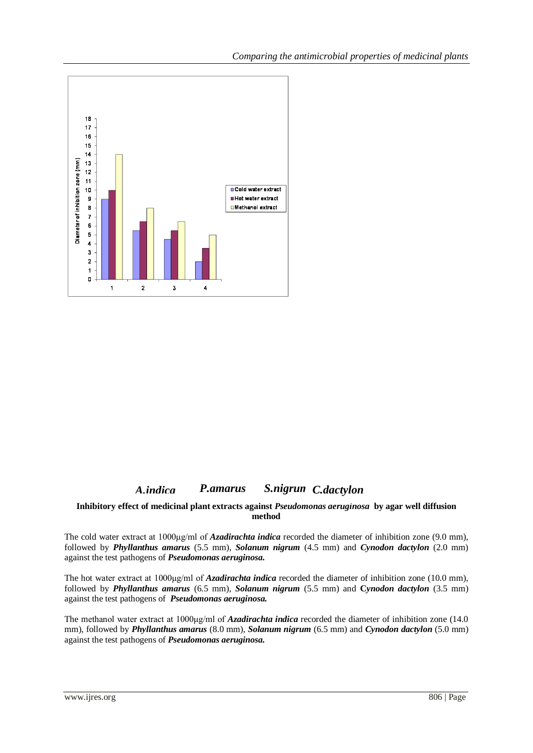A.indica P.amarus S.nigrun C.dactylon

**Inhibitory effect of medicinal plant extracts against *Pseudomonas aeruginosa* by agar well diffusion method**

The cold water extract at 1000µg/ml of ***Azadirachta indica*** recorded the diameter of inhibition zone (9.0 mm), followed by ***Phyllanthus amarus*** (5.5 mm), ***Solanum nigrum*** (4.5 mm) and ***Cynodon dactylon*** (2.0 mm) against the test pathogens of ***Pseudomonas aeruginosa.***

The hot water extract at 1000µg/ml of ***Azadirachta indica*** recorded the diameter of inhibition zone (10.0 mm), followed by ***Phyllanthus amarus*** (6.5 mm), ***Solanum nigrum*** (5.5 mm) and **C*ynodon dactylon*** (3.5 mm) against the test pathogens of ***Pseudomonas aeruginosa.***

The methanol water extract at 1000µg/ml of ***Azadirachta indica*** recorded the diameter of inhibition zone (14.0 mm), followed by ***Phyllanthus amarus*** (8.0 mm), ***Solanum nigrum*** (6.5 mm) and ***Cynodon dactylon*** (5.0 mm) against the test pathogens of ***Pseudomonas aeruginosa.***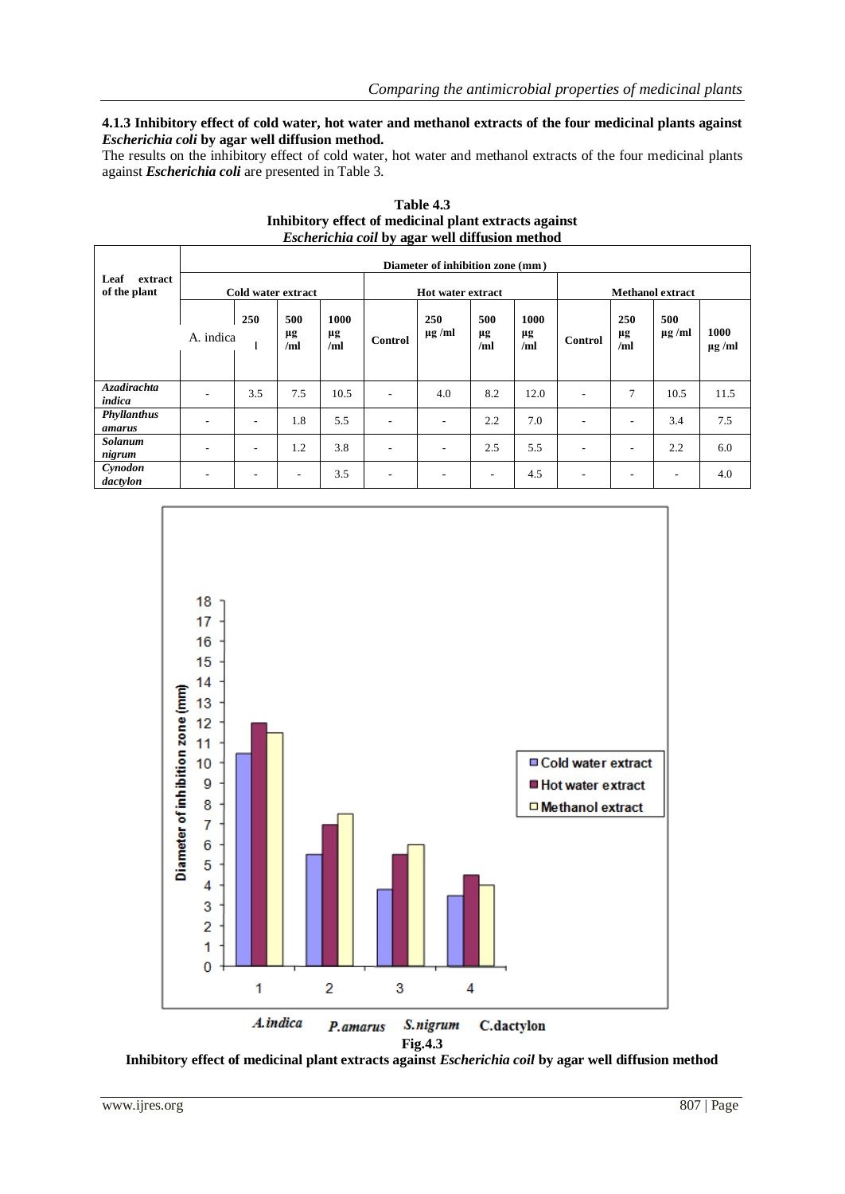### 4.1.3 Inhibitory effect of cold water, hot water and methanol extracts of the four medicinal plants against *Escherichia coli* by agar well diffusion method.

The results on the inhibitory effect of cold water, hot water and methanol extracts of the four medicinal plants against ***Escherichia coli*** are presented in Table 3.

**Table 4.3**
**Inhibitory effect of medicinal plant extracts against**
***Escherichia coil*** **by agar well diffusion method**

| Leaf extract of the plant | Diameter of inhibition zone (mm) | | | | | | | | | | | |
|---|---|---|---|---|---|---|---|---|---|---|---|---|
| | Cold water extract | | | | Hot water extract | | | | Methanol extract | | | |
| | A. indica | 250 l | 500 µg /ml | 1000 µg /ml | Control | 250 µg /ml | 500 µg /ml | 1000 µg /ml | Control | 250 µg /ml | 500 µg /ml | 1000 µg /ml |
| ***Azadirachta indica*** | - | 3.5 | 7.5 | 10.5 | - | 4.0 | 8.2 | 12.0 | - | 7 | 10.5 | 11.5 |
| ***Phyllanthus amarus*** | - | - | 1.8 | 5.5 | - | - | 2.2 | 7.0 | - | - | 3.4 | 7.5 |
| ***Solanum nigrum*** | - | - | 1.2 | 3.8 | - | - | 2.5 | 5.5 | - | - | 2.2 | 6.0 |
| ***Cynodon dactylon*** | - | - | - | 3.5 | - | - | - | 4.5 | - | - | - | 4.0 |

**Fig.4.3**
**Inhibitory effect of medicinal plant extracts against *Escherichia coil* by agar well diffusion method**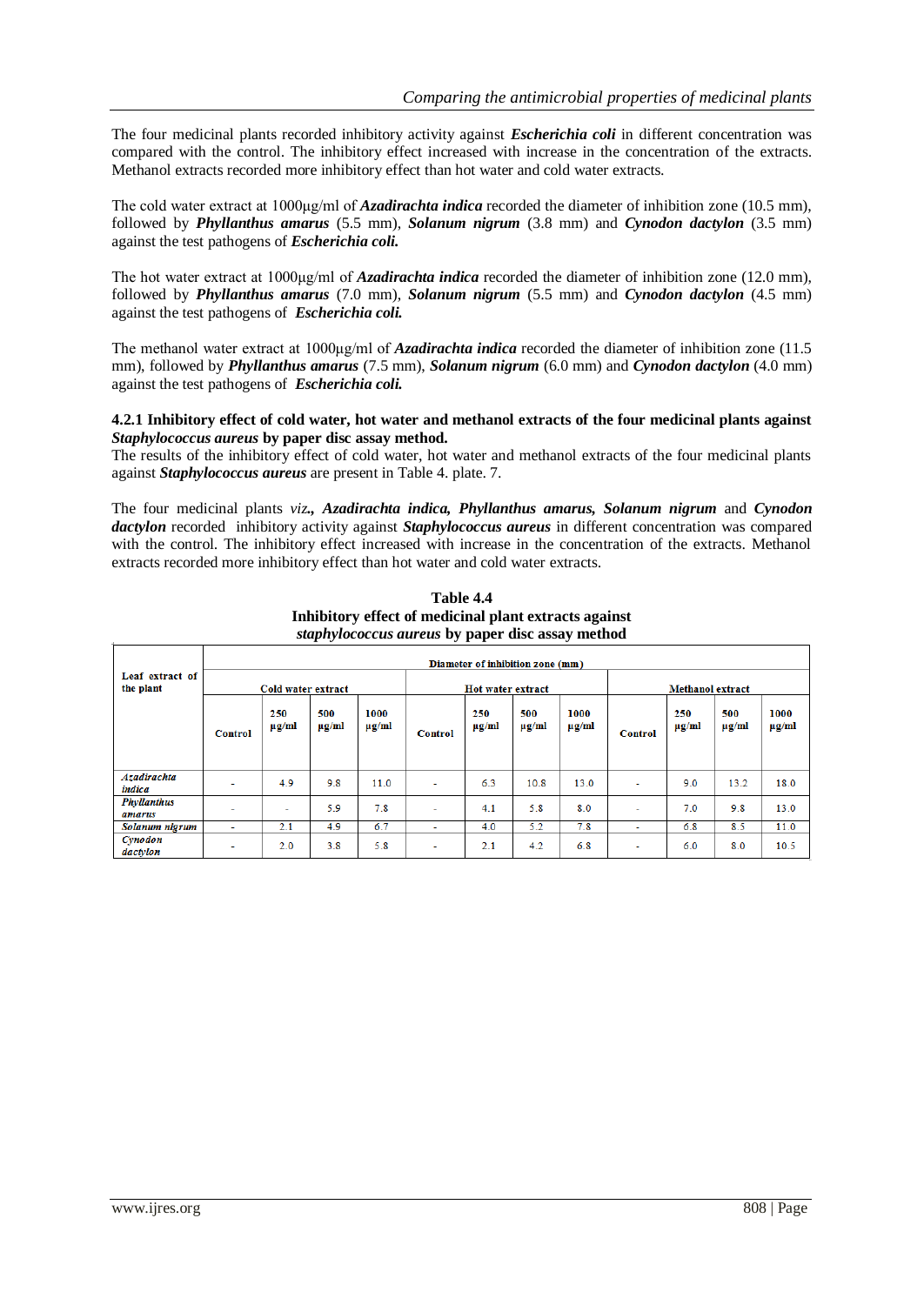The four medicinal plants recorded inhibitory activity against ***Escherichia coli*** in different concentration was compared with the control. The inhibitory effect increased with increase in the concentration of the extracts. Methanol extracts recorded more inhibitory effect than hot water and cold water extracts.

The cold water extract at 1000µg/ml of ***Azadirachta indica*** recorded the diameter of inhibition zone (10.5 mm), followed by ***Phyllanthus amarus*** (5.5 mm), ***Solanum nigrum*** (3.8 mm) and ***Cynodon dactylon*** (3.5 mm) against the test pathogens of ***Escherichia coli.***

The hot water extract at 1000µg/ml of ***Azadirachta indica*** recorded the diameter of inhibition zone (12.0 mm), followed by ***Phyllanthus amarus*** (7.0 mm), ***Solanum nigrum*** (5.5 mm) and ***Cynodon dactylon*** (4.5 mm) against the test pathogens of ***Escherichia coli.***

The methanol water extract at 1000µg/ml of ***Azadirachta indica*** recorded the diameter of inhibition zone (11.5 mm), followed by ***Phyllanthus amarus*** (7.5 mm), ***Solanum nigrum*** (6.0 mm) and ***Cynodon dactylon*** (4.0 mm) against the test pathogens of ***Escherichia coli.***

#### 4.2.1 Inhibitory effect of cold water, hot water and methanol extracts of the four medicinal plants against *Staphylococcus aureus* by paper disc assay method.

The results of the inhibitory effect of cold water, hot water and methanol extracts of the four medicinal plants against ***Staphylococcus aureus*** are present in Table 4. plate. 7.

The four medicinal plants *viz.**, Azadirachta indica, Phyllanthus amarus, Solanum nigrum*** and ***Cynodon dactylon*** recorded inhibitory activity against ***Staphylococcus aureus*** in different concentration was compared with the control. The inhibitory effect increased with increase in the concentration of the extracts. Methanol extracts recorded more inhibitory effect than hot water and cold water extracts.

**Table 4.4**
**Inhibitory effect of medicinal plant extracts against *staphylococcus aureus* by paper disc assay method**

| Leaf extract of the plant | Diameter of inhibition zone (mm) | | | | | | | | | | | |
|---|---|---|---|---|---|---|---|---|---|---|---|---|
| | Cold water extract | | | | Hot water extract | | | | Methanol extract | | | |
| | Control | 250 µg/ml | 500 µg/ml | 1000 µg/ml | Control | 250 µg/ml | 500 µg/ml | 1000 µg/ml | Control | 250 µg/ml | 500 µg/ml | 1000 µg/ml |
| *Azadirachta indica* | - | 4.9 | 9.8 | 11.0 | - | 6.3 | 10.8 | 13.0 | - | 9.0 | 13.2 | 18.0 |
| *Phyllanthus amarus* | - | - | 5.9 | 7.8 | - | 4.1 | 5.8 | 8.0 | - | 7.0 | 9.8 | 13.0 |
| *Solanum nigrum* | - | 2.1 | 4.9 | 6.7 | - | 4.0 | 5.2 | 7.8 | - | 6.8 | 8.5 | 11.0 |
| *Cynodon dactylon* | - | 2.0 | 3.8 | 5.8 | - | 2.1 | 4.2 | 6.8 | - | 6.0 | 8.0 | 10.5 |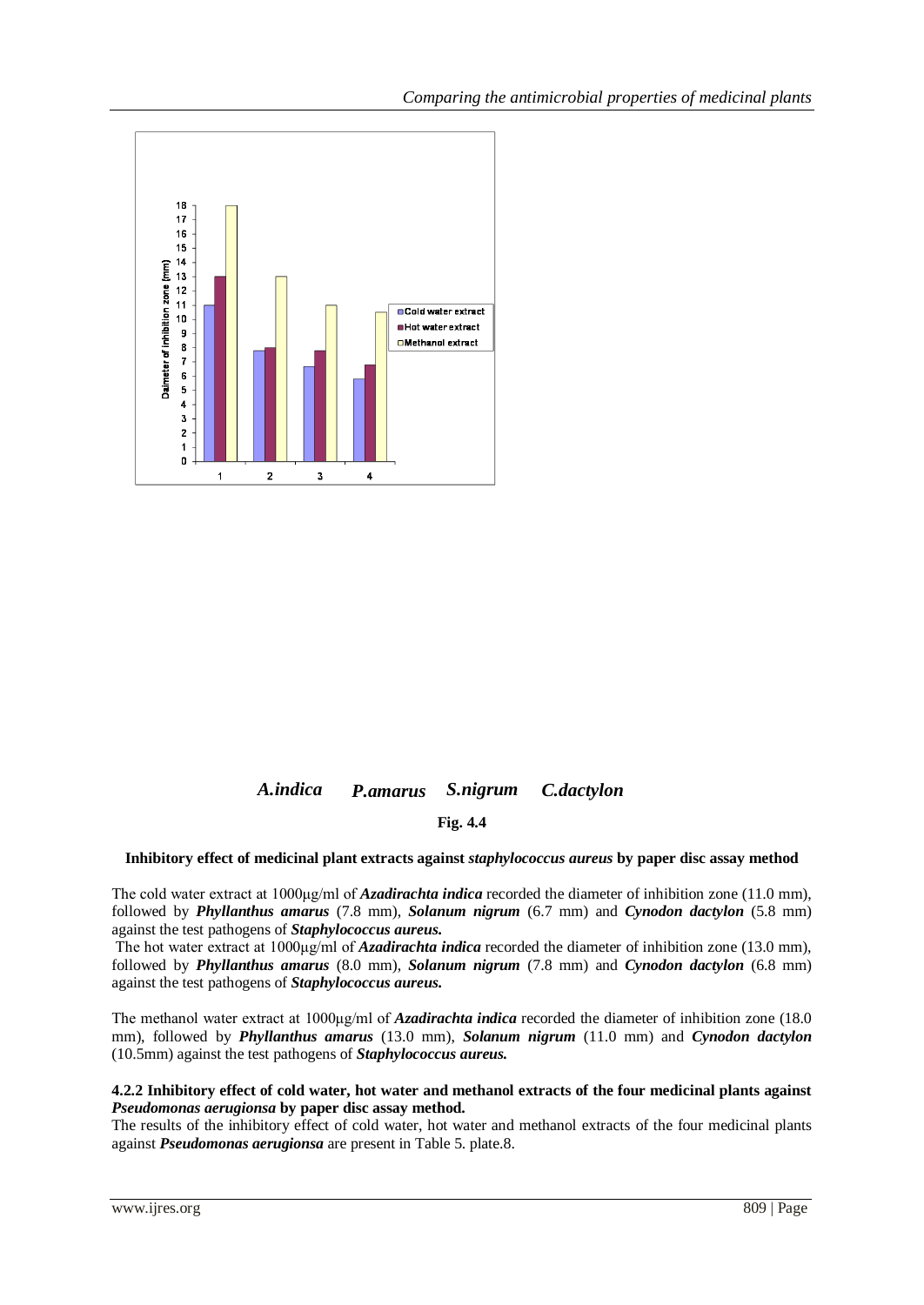*A.indica* *P.amarus* *S.nigrum* *C.dactylon*

**Fig. 4.4**

**Inhibitory effect of medicinal plant extracts against *staphylococcus aureus* by paper disc assay method**

The cold water extract at 1000µg/ml of ***Azadirachta indica*** recorded the diameter of inhibition zone (11.0 mm), followed by ***Phyllanthus amarus*** (7.8 mm), ***Solanum nigrum*** (6.7 mm) and ***Cynodon dactylon*** (5.8 mm) against the test pathogens of ***Staphylococcus aureus.***

The hot water extract at 1000µg/ml of ***Azadirachta indica*** recorded the diameter of inhibition zone (13.0 mm), followed by ***Phyllanthus amarus*** (8.0 mm), ***Solanum nigrum*** (7.8 mm) and ***Cynodon dactylon*** (6.8 mm) against the test pathogens of ***Staphylococcus aureus.***

The methanol water extract at 1000µg/ml of ***Azadirachta indica*** recorded the diameter of inhibition zone (18.0 mm), followed by ***Phyllanthus amarus*** (13.0 mm), ***Solanum nigrum*** (11.0 mm) and ***Cynodon dactylon*** (10.5mm) against the test pathogens of ***Staphylococcus aureus.***

#### 4.2.2 Inhibitory effect of cold water, hot water and methanol extracts of the four medicinal plants against *Pseudomonas aerugionsa* by paper disc assay method.

The results of the inhibitory effect of cold water, hot water and methanol extracts of the four medicinal plants against ***Pseudomonas aerugionsa*** are present in Table 5. plate.8.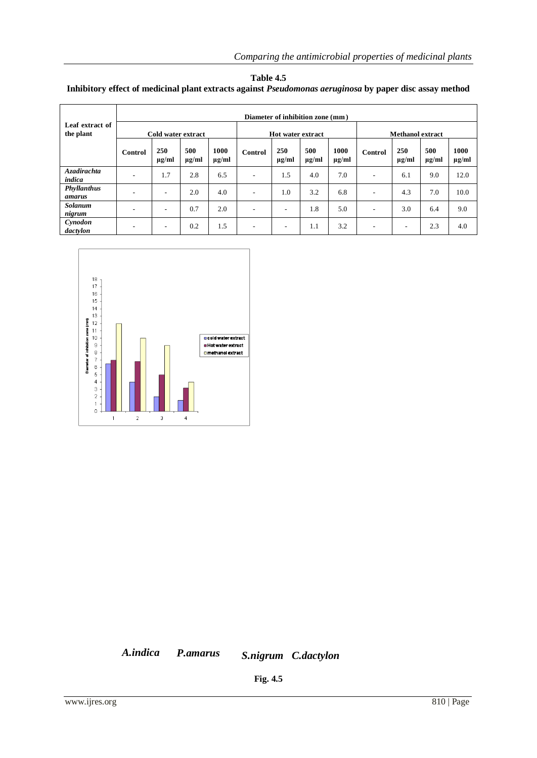**Table 4.5**

**Inhibitory effect of medicinal plant extracts against *Pseudomonas aeruginosa* by paper disc assay method**

| Leaf extract of the plant | Diameter of inhibition zone (mm) | | | | | | | | | | | |
|---|---|---|---|---|---|---|---|---|---|---|---|---|
| | Cold water extract | | | | Hot water extract | | | | Methanol extract | | | |
| | Control | 250 µg/ml | 500 µg/ml | 1000 µg/ml | Control | 250 µg/ml | 500 µg/ml | 1000 µg/ml | Control | 250 µg/ml | 500 µg/ml | 1000 µg/ml |
| ***Azadirachta indica*** | - | 1.7 | 2.8 | 6.5 | - | 1.5 | 4.0 | 7.0 | - | 6.1 | 9.0 | 12.0 |
| ***Phyllanthus amarus*** | - | - | 2.0 | 4.0 | - | 1.0 | 3.2 | 6.8 | - | 4.3 | 7.0 | 10.0 |
| ***Solanum nigrum*** | - | - | 0.7 | 2.0 | - | - | 1.8 | 5.0 | - | 3.0 | 6.4 | 9.0 |
| ***Cynodon dactylon*** | - | - | 0.2 | 1.5 | - | - | 1.1 | 3.2 | - | - | 2.3 | 4.0 |

***A.indica*** ***P.amarus*** ***S.nigrum*** ***C.dactylon***

**Fig. 4.5**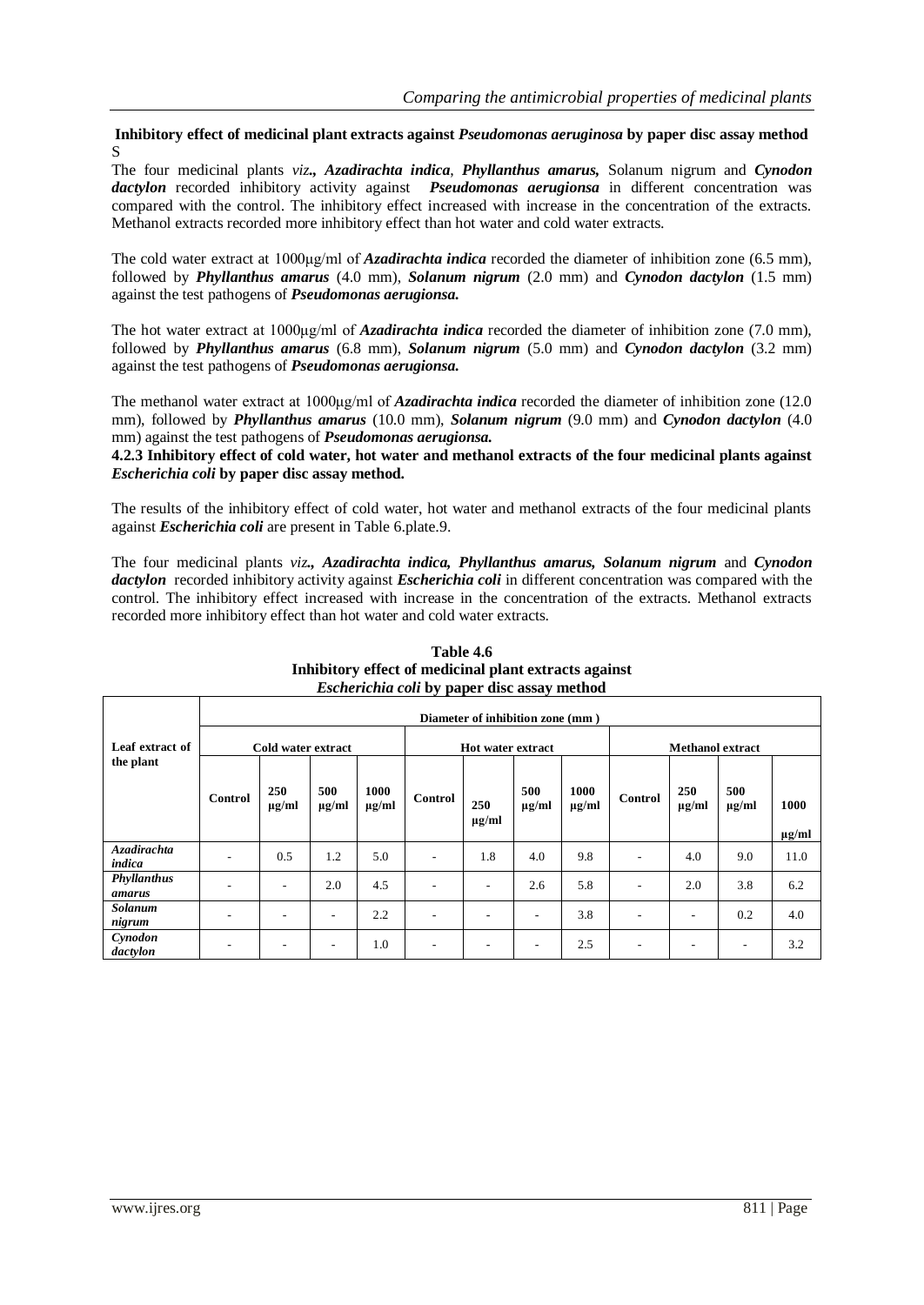**Inhibitory effect of medicinal plant extracts against *Pseudomonas aeruginosa* by paper disc assay method**
S

The four medicinal plants *viz**.**,* ***Azadirachta indica****,* ***Phyllanthus amarus,*** Solanum nigrum and ***Cynodon dactylon*** recorded inhibitory activity against ***Pseudomonas aerugionsa*** in different concentration was compared with the control. The inhibitory effect increased with increase in the concentration of the extracts. Methanol extracts recorded more inhibitory effect than hot water and cold water extracts.

The cold water extract at 1000μg/ml of ***Azadirachta indica*** recorded the diameter of inhibition zone (6.5 mm), followed by ***Phyllanthus amarus*** (4.0 mm), ***Solanum nigrum*** (2.0 mm) and ***Cynodon dactylon*** (1.5 mm) against the test pathogens of ***Pseudomonas aerugionsa.***

The hot water extract at 1000μg/ml of ***Azadirachta indica*** recorded the diameter of inhibition zone (7.0 mm), followed by ***Phyllanthus amarus*** (6.8 mm), ***Solanum nigrum*** (5.0 mm) and ***Cynodon dactylon*** (3.2 mm) against the test pathogens of ***Pseudomonas aerugionsa.***

The methanol water extract at 1000μg/ml of ***Azadirachta indica*** recorded the diameter of inhibition zone (12.0 mm), followed by ***Phyllanthus amarus*** (10.0 mm), ***Solanum nigrum*** (9.0 mm) and ***Cynodon dactylon*** (4.0 mm) against the test pathogens of ***Pseudomonas aerugionsa.***

**4.2.3 Inhibitory effect of cold water, hot water and methanol extracts of the four medicinal plants against *Escherichia coli* by paper disc assay method.**

The results of the inhibitory effect of cold water, hot water and methanol extracts of the four medicinal plants against ***Escherichia coli*** are present in Table 6.plate.9.

The four medicinal plants *viz**.**,* ***Azadirachta indica, Phyllanthus amarus, Solanum nigrum*** and ***Cynodon dactylon*** recorded inhibitory activity against ***Escherichia coli*** in different concentration was compared with the control. The inhibitory effect increased with increase in the concentration of the extracts. Methanol extracts recorded more inhibitory effect than hot water and cold water extracts.

**Table 4.6**
**Inhibitory effect of medicinal plant extracts against**
***Escherichia coli* by paper disc assay method**

| Leaf extract of the plant | Diameter of inhibition zone (mm) | | | | | | | | | | | |
|---|---|---|---|---|---|---|---|---|---|---|---|---|
| | Cold water extract | | | | Hot water extract | | | | Methanol extract | | | |
| | Control | 250 μg/ml | 500 μg/ml | 1000 μg/ml | Control | 250 μg/ml | 500 μg/ml | 1000 μg/ml | Control | 250 μg/ml | 500 μg/ml | 1000 μg/ml |
| *Azadirachta indica* | - | 0.5 | 1.2 | 5.0 | - | 1.8 | 4.0 | 9.8 | - | 4.0 | 9.0 | 11.0 |
| *Phyllanthus amarus* | - | - | 2.0 | 4.5 | - | - | 2.6 | 5.8 | - | 2.0 | 3.8 | 6.2 |
| *Solanum nigrum* | - | - | - | 2.2 | - | - | - | 3.8 | - | - | 0.2 | 4.0 |
| *Cynodon dactylon* | - | - | - | 1.0 | - | - | - | 2.5 | - | - | - | 3.2 |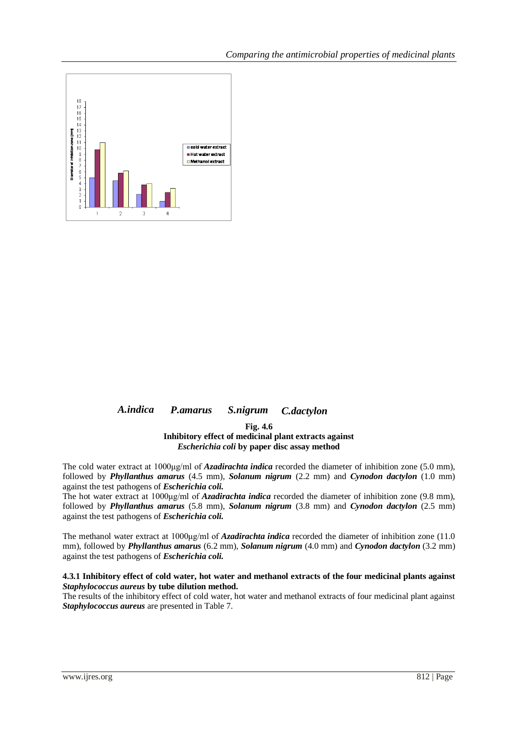*A.indica* *P.amarus* *S.nigrum* *C.dactylon*

**Fig. 4.6**
**Inhibitory effect of medicinal plant extracts against *Escherichia coli* by paper disc assay method**

The cold water extract at 1000µg/ml of ***Azadirachta indica*** recorded the diameter of inhibition zone (5.0 mm), followed by ***Phyllanthus amarus*** (4.5 mm), ***Solanum nigrum*** (2.2 mm) and ***Cynodon dactylon*** (1.0 mm) against the test pathogens of ***Escherichia coli.***
The hot water extract at 1000µg/ml of ***Azadirachta indica*** recorded the diameter of inhibition zone (9.8 mm), followed by ***Phyllanthus amarus*** (5.8 mm), ***Solanum nigrum*** (3.8 mm) and ***Cynodon dactylon*** (2.5 mm) against the test pathogens of ***Escherichia coli.***

The methanol water extract at 1000µg/ml of ***Azadirachta indica*** recorded the diameter of inhibition zone (11.0 mm), followed by ***Phyllanthus amarus*** (6.2 mm), ***Solanum nigrum*** (4.0 mm) and ***Cynodon dactylon*** (3.2 mm) against the test pathogens of ***Escherichia coli.***

#### 4.3.1 Inhibitory effect of cold water, hot water and methanol extracts of the four medicinal plants against *Staphylococcus aureus* by tube dilution method.

The results of the inhibitory effect of cold water, hot water and methanol extracts of four medicinal plant against ***Staphylococcus aureus*** are presented in Table 7.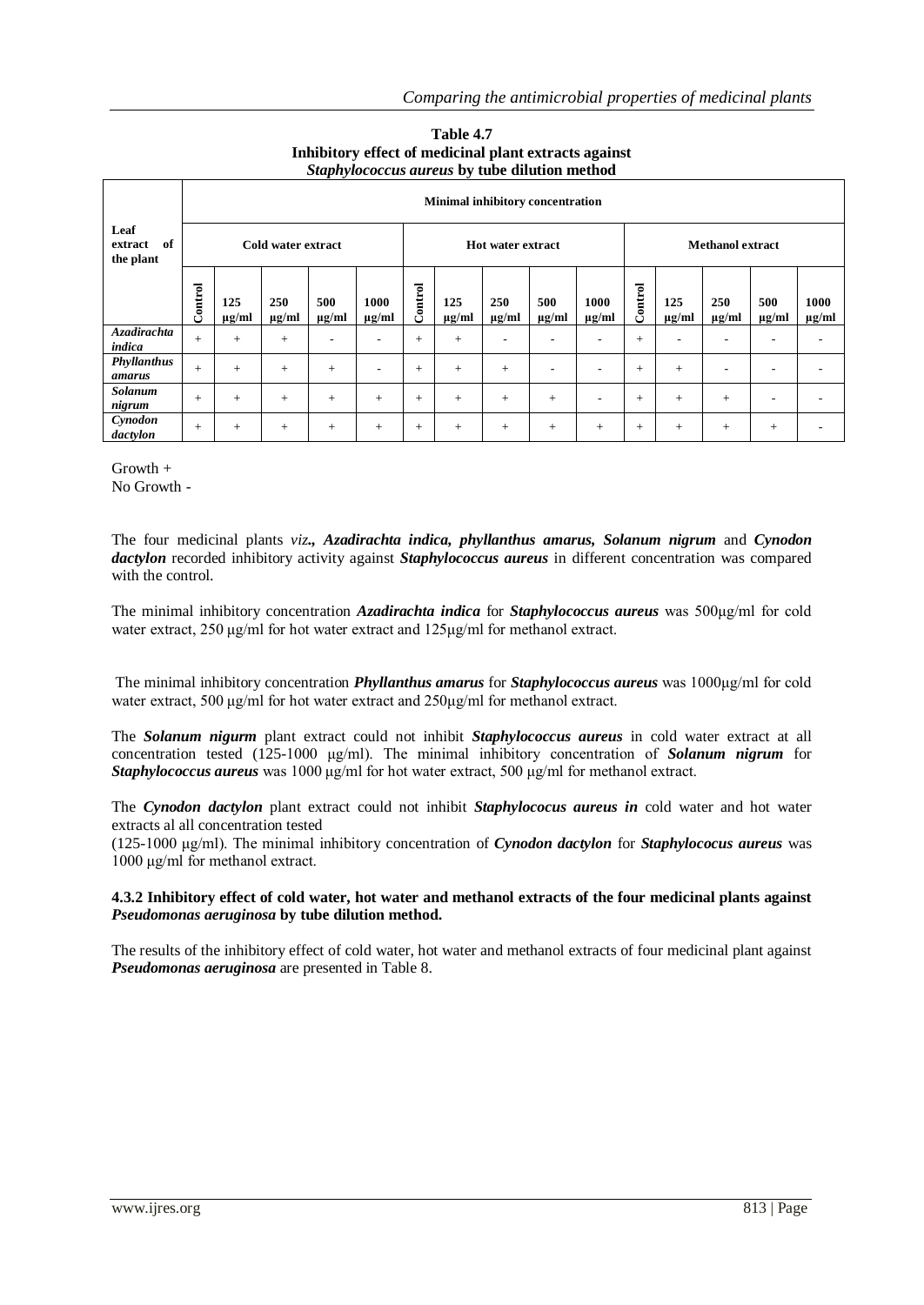**Table 4.7**
**Inhibitory effect of medicinal plant extracts against *Staphylococcus aureus* by tube dilution method**

| Leaf extract of the plant | Minimal inhibitory concentration | | | | | | | | | | | | | | |
|---|---|---|---|---|---|---|---|---|---|---|---|---|---|---|---|
| | Cold water extract | | | | | Hot water extract | | | | | Methanol extract | | | | |
| | Control | 125 µg/ml | 250 µg/ml | 500 µg/ml | 1000 µg/ml | Control | 125 µg/ml | 250 µg/ml | 500 µg/ml | 1000 µg/ml | Control | 125 µg/ml | 250 µg/ml | 500 µg/ml | 1000 µg/ml |
| ***Azadirachta indica*** | + | + | + | - | - | + | + | - | - | - | + | - | - | - | - |
| ***Phyllanthus amarus*** | + | + | + | + | - | + | + | + | - | - | + | + | - | - | - |
| ***Solanum nigrum*** | + | + | + | + | + | + | + | + | + | - | + | + | + | - | - |
| ***Cynodon dactylon*** | + | + | + | + | + | + | + | + | + | + | + | + | + | + | - |

Growth +
No Growth -

The four medicinal plants *viz**., Azadirachta indica, phyllanthus amarus, Solanum nigrum*** and ***Cynodon dactylon*** recorded inhibitory activity against ***Staphylococcus aureus*** in different concentration was compared with the control.

The minimal inhibitory concentration ***Azadirachta indica*** for ***Staphylococcus aureus*** was 500µg/ml for cold water extract, 250 µg/ml for hot water extract and 125µg/ml for methanol extract.

The minimal inhibitory concentration ***Phyllanthus amarus*** for ***Staphylococcus aureus*** was 1000µg/ml for cold water extract, 500 µg/ml for hot water extract and 250µg/ml for methanol extract.

The ***Solanum nigurm*** plant extract could not inhibit ***Staphylococcus aureus*** in cold water extract at all concentration tested (125-1000 µg/ml). The minimal inhibitory concentration of ***Solanum nigrum*** for ***Staphylococcus aureus*** was 1000 µg/ml for hot water extract, 500 µg/ml for methanol extract.

The ***Cynodon dactylon*** plant extract could not inhibit ***Staphylococus aureus in*** cold water and hot water extracts al all concentration tested
(125-1000 µg/ml). The minimal inhibitory concentration of ***Cynodon dactylon*** for ***Staphylococus aureus*** was 1000 µg/ml for methanol extract.

#### 4.3.2 Inhibitory effect of cold water, hot water and methanol extracts of the four medicinal plants against *Pseudomonas aeruginosa* by tube dilution method.

The results of the inhibitory effect of cold water, hot water and methanol extracts of four medicinal plant against ***Pseudomonas aeruginosa*** are presented in Table 8.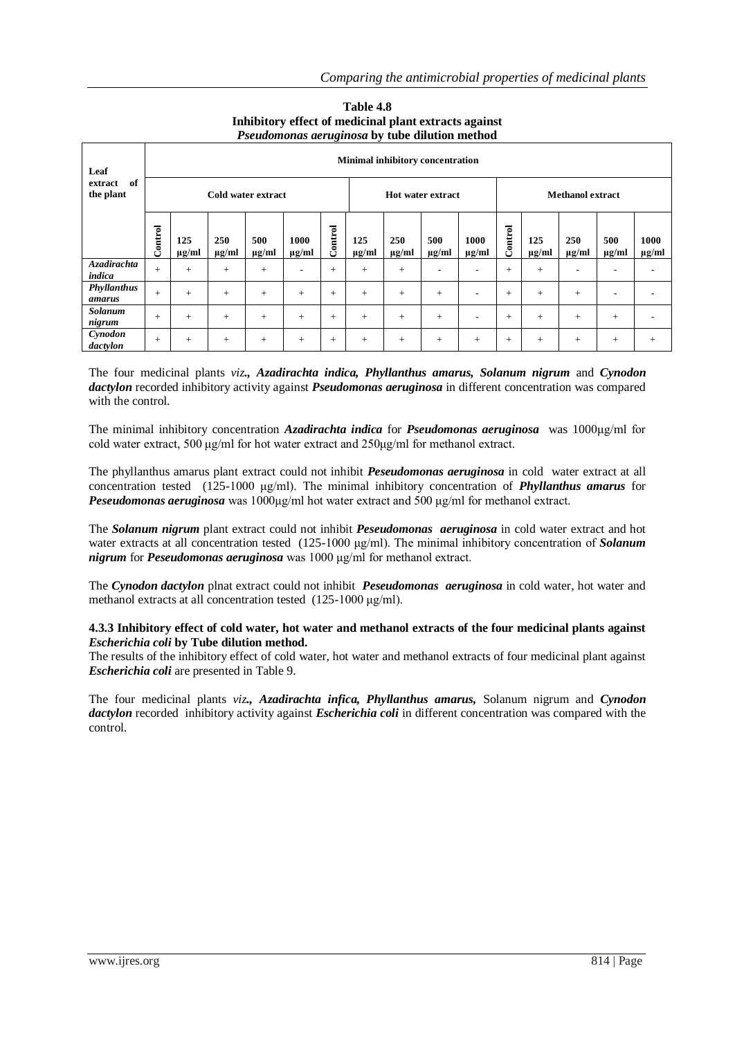**Table 4.8**
**Inhibitory effect of medicinal plant extracts against *Pseudomonas aeruginosa* by tube dilution method**

| Leaf extract of the plant | Minimal inhibitory concentration | | | | | | | | | | | | | | |
|---|---|---|---|---|---|---|---|---|---|---|---|---|---|---|---|
| | Cold water extract | | | | | Hot water extract | | | | | Methanol extract | | | | |
| | Control | 125 µg/ml | 250 µg/ml | 500 µg/ml | 1000 µg/ml | Control | 125 µg/ml | 250 µg/ml | 500 µg/ml | 1000 µg/ml | Control | 125 µg/ml | 250 µg/ml | 500 µg/ml | 1000 µg/ml |
| ***Azadirachta indica*** | + | + | + | + | - | + | + | + | - | - | + | + | - | - | - |
| ***Phyllanthus amarus*** | + | + | + | + | + | + | + | + | + | - | + | + | + | - | - |
| ***Solanum nigrum*** | + | + | + | + | + | + | + | + | + | - | + | + | + | + | - |
| ***Cynodon dactylon*** | + | + | + | + | + | + | + | + | + | + | + | + | + | + | + |

The four medicinal plants *viz**.**,* ***Azadirachta indica, Phyllanthus amarus, Solanum nigrum*** and ***Cynodon dactylon*** recorded inhibitory activity against ***Pseudomonas aeruginosa*** in different concentration was compared with the control.

The minimal inhibitory concentration ***Azadirachta indica*** for ***Pseudomonas aeruginosa*** was 1000µg/ml for cold water extract, 500 µg/ml for hot water extract and 250µg/ml for methanol extract.

The phyllanthus amarus plant extract could not inhibit ***Peseudomonas aeruginosa*** in cold water extract at all concentration tested (125-1000 µg/ml). The minimal inhibitory concentration of ***Phyllanthus amarus*** for ***Peseudomonas aeruginosa*** was 1000µg/ml hot water extract and 500 µg/ml for methanol extract.

The ***Solanum nigrum*** plant extract could not inhibit ***Peseudomonas aeruginosa*** in cold water extract and hot water extracts at all concentration tested (125-1000 µg/ml). The minimal inhibitory concentration of ***Solanum nigrum*** for ***Peseudomonas aeruginosa*** was 1000 µg/ml for methanol extract.

The ***Cynodon dactylon*** plnat extract could not inhibit ***Peseudomonas aeruginosa*** in cold water, hot water and methanol extracts at all concentration tested (125-1000 µg/ml).

**4.3.3 Inhibitory effect of cold water, hot water and methanol extracts of the four medicinal plants against *Escherichia coli* by Tube dilution method.**

The results of the inhibitory effect of cold water, hot water and methanol extracts of four medicinal plant against ***Escherichia coli*** are presented in Table 9.

The four medicinal plants *viz**.**,* ***Azadirachta infica, Phyllanthus amarus,*** Solanum nigrum and ***Cynodon dactylon*** recorded inhibitory activity against ***Escherichia coli*** in different concentration was compared with the control.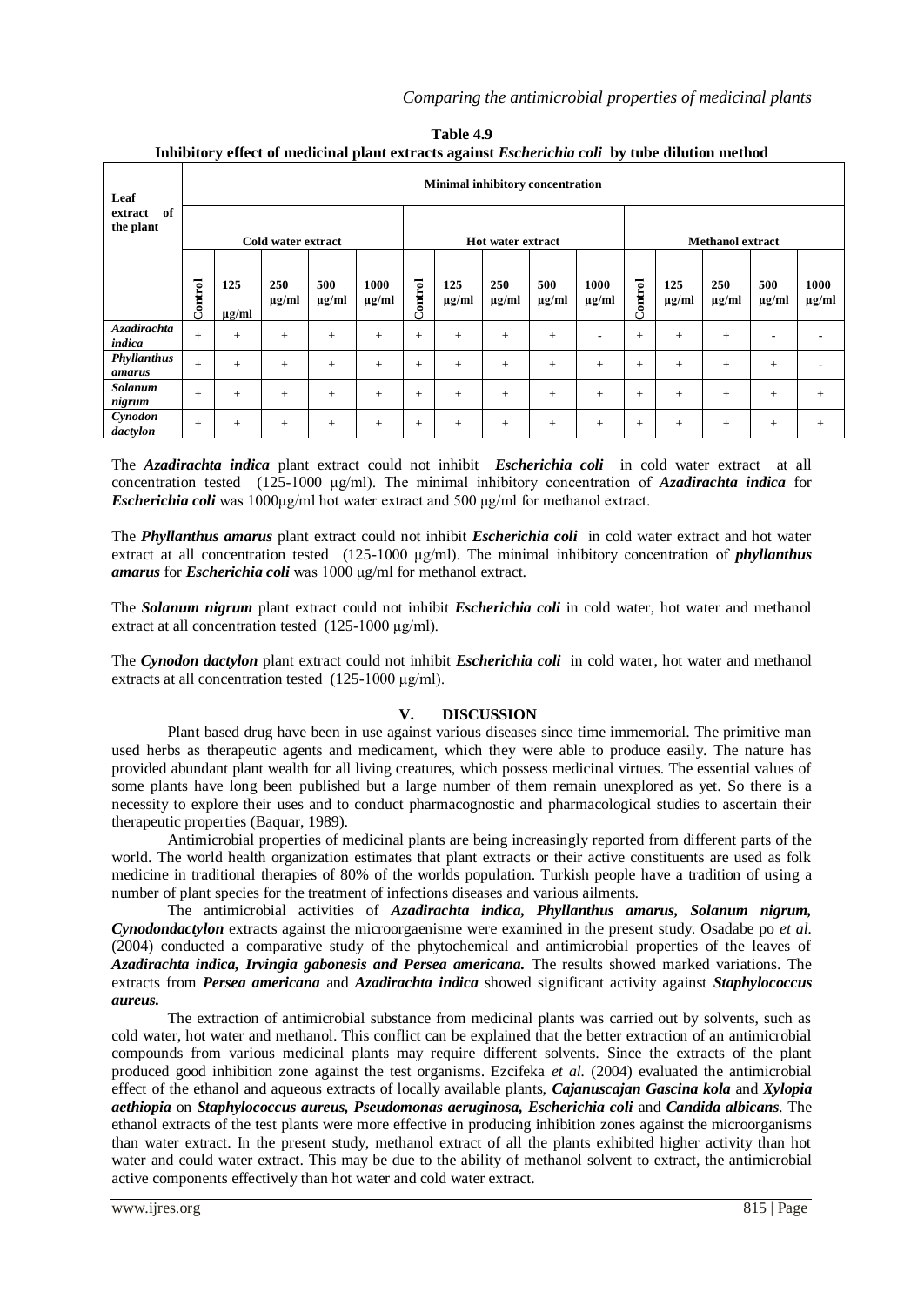**Table 4.9**
**Inhibitory effect of medicinal plant extracts against *Escherichia coli* by tube dilution method**

| Leaf extract of the plant | Minimal inhibitory concentration | | | | | | | | | | | | | | |
|---|---|---|---|---|---|---|---|---|---|---|---|---|---|---|---|
| | Cold water extract | | | | | Hot water extract | | | | | Methanol extract | | | | |
| | Control | 125 μg/ml | 250 μg/ml | 500 μg/ml | 1000 μg/ml | Control | 125 μg/ml | 250 μg/ml | 500 μg/ml | 1000 μg/ml | Control | 125 μg/ml | 250 μg/ml | 500 μg/ml | 1000 μg/ml |
| ***Azadirachta indica*** | + | + | + | + | + | + | + | + | + | - | + | + | + | - | - |
| ***Phyllanthus amarus*** | + | + | + | + | + | + | + | + | + | + | + | + | + | + | - |
| ***Solanum nigrum*** | + | + | + | + | + | + | + | + | + | + | + | + | + | + | + |
| ***Cynodon dactylon*** | + | + | + | + | + | + | + | + | + | + | + | + | + | + | + |

The ***Azadirachta indica*** plant extract could not inhibit ***Escherichia coli*** in cold water extract at all concentration tested (125-1000 μg/ml). The minimal inhibitory concentration of ***Azadirachta indica*** for ***Escherichia coli*** was 1000μg/ml hot water extract and 500 μg/ml for methanol extract.

The ***Phyllanthus amarus*** plant extract could not inhibit ***Escherichia coli*** in cold water extract and hot water extract at all concentration tested (125-1000 μg/ml). The minimal inhibitory concentration of ***phyllanthus amarus*** for ***Escherichia coli*** was 1000 μg/ml for methanol extract.

The ***Solanum nigrum*** plant extract could not inhibit ***Escherichia coli*** in cold water, hot water and methanol extract at all concentration tested (125-1000 μg/ml).

The ***Cynodon dactylon*** plant extract could not inhibit ***Escherichia coli*** in cold water, hot water and methanol extracts at all concentration tested (125-1000 μg/ml).

## V. DISCUSSION

Plant based drug have been in use against various diseases since time immemorial. The primitive man used herbs as therapeutic agents and medicament, which they were able to produce easily. The nature has provided abundant plant wealth for all living creatures, which possess medicinal virtues. The essential values of some plants have long been published but a large number of them remain unexplored as yet. So there is a necessity to explore their uses and to conduct pharmacognostic and pharmacological studies to ascertain their therapeutic properties (Baquar, 1989).

Antimicrobial properties of medicinal plants are being increasingly reported from different parts of the world. The world health organization estimates that plant extracts or their active constituents are used as folk medicine in traditional therapies of 80% of the worlds population. Turkish people have a tradition of using a number of plant species for the treatment of infections diseases and various ailments.

The antimicrobial activities of ***Azadirachta indica, Phyllanthus amarus, Solanum nigrum, Cynodondactylon*** extracts against the microorgaenisme were examined in the present study. Osadabe po *et al.* (2004) conducted a comparative study of the phytochemical and antimicrobial properties of the leaves of ***Azadirachta indica, Irvingia gabonesis and Persea americana.*** The results showed marked variations. The extracts from ***Persea americana*** and ***Azadirachta indica*** showed significant activity against ***Staphylococcus aureus.***

The extraction of antimicrobial substance from medicinal plants was carried out by solvents, such as cold water, hot water and methanol. This conflict can be explained that the better extraction of an antimicrobial compounds from various medicinal plants may require different solvents. Since the extracts of the plant produced good inhibition zone against the test organisms. Ezcifeka *et al.* (2004) evaluated the antimicrobial effect of the ethanol and aqueous extracts of locally available plants, ***Cajanuscajan Gascina kola*** and ***Xylopia aethiopia*** on ***Staphylococcus aureus, Pseudomonas aeruginosa, Escherichia coli*** and ***Candida albicans***. The ethanol extracts of the test plants were more effective in producing inhibition zones against the microorganisms than water extract. In the present study, methanol extract of all the plants exhibited higher activity than hot water and could water extract. This may be due to the ability of methanol solvent to extract, the antimicrobial active components effectively than hot water and cold water extract.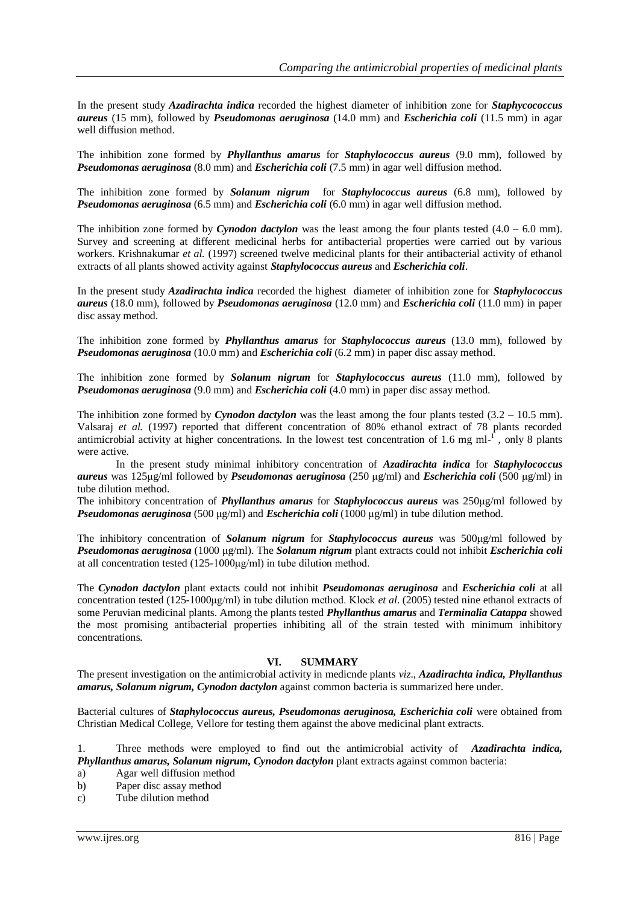In the present study ***Azadirachta indica*** recorded the highest diameter of inhibition zone for ***Staphycococcus aureus*** (15 mm), followed by ***Pseudomonas aeruginosa*** (14.0 mm) and ***Escherichia coli*** (11.5 mm) in agar well diffusion method.

The inhibition zone formed by ***Phyllanthus amarus*** for ***Staphylococcus aureus*** (9.0 mm), followed by ***Pseudomonas aeruginosa*** (8.0 mm) and ***Escherichia coli*** (7.5 mm) in agar well diffusion method.

The inhibition zone formed by ***Solanum nigrum*** for ***Staphylococcus aureus*** (6.8 mm), followed by ***Pseudomonas aeruginosa*** (6.5 mm) and ***Escherichia coli*** (6.0 mm) in agar well diffusion method.

The inhibition zone formed by ***Cynodon dactylon*** was the least among the four plants tested (4.0 – 6.0 mm). Survey and screening at different medicinal herbs for antibacterial properties were carried out by various workers. Krishnakumar *et al.* (1997) screened twelve medicinal plants for their antibacterial activity of ethanol extracts of all plants showed activity against ***Staphylococcus aureus*** and ***Escherichia coli***.

In the present study ***Azadirachta indica*** recorded the highest diameter of inhibition zone for ***Staphylococcus aureus*** (18.0 mm), followed by ***Pseudomonas aeruginosa*** (12.0 mm) and ***Escherichia coli*** (11.0 mm) in paper disc assay method.

The inhibition zone formed by ***Phyllanthus amarus*** for ***Staphylococcus aureus*** (13.0 mm), followed by ***Pseudomonas aeruginosa*** (10.0 mm) and ***Escherichia coli*** (6.2 mm) in paper disc assay method.

The inhibition zone formed by ***Solanum nigrum*** for ***Staphylococcus aureus*** (11.0 mm), followed by ***Pseudomonas aeruginosa*** (9.0 mm) and ***Escherichia coli*** (4.0 mm) in paper disc assay method.

The inhibition zone formed by ***Cynodon dactylon*** was the least among the four plants tested (3.2 – 10.5 mm). Valsaraj *et al.* (1997) reported that different concentration of 80% ethanol extract of 78 plants recorded antimicrobial activity at higher concentrations. In the lowest test concentration of 1.6 mg $ml^{-1}$, only 8 plants were active.

In the present study minimal inhibitory concentration of ***Azadirachta indica*** for ***Staphylococcus aureus*** was 125µg/ml followed by ***Pseudomonas aeruginosa*** (250 µg/ml) and ***Escherichia coli*** (500 µg/ml) in tube dilution method.

The inhibitory concentration of ***Phyllanthus amarus*** for ***Staphylococcus aureus*** was 250µg/ml followed by ***Pseudomonas aeruginosa*** (500 µg/ml) and ***Escherichia coli*** (1000 µg/ml) in tube dilution method.

The inhibitory concentration of ***Solanum nigrum*** for ***Staphylococcus aureus*** was 500µg/ml followed by ***Pseudomonas aeruginosa*** (1000 µg/ml). The ***Solanum nigrum*** plant extracts could not inhibit ***Escherichia coli*** at all concentration tested (125-1000µg/ml) in tube dilution method.

The ***Cynodon dactylon*** plant extacts could not inhibit ***Pseudomonas aeruginosa*** and ***Escherichia coli*** at all concentration tested (125-1000µg/ml) in tube dilution method. Klock *et al.* (2005) tested nine ethanol extracts of some Peruvian medicinal plants. Among the plants tested ***Phyllanthus amarus*** and ***Terminalia Catappa*** showed the most promising antibacterial properties inhibiting all of the strain tested with minimum inhibitory concentrations.

## VI. SUMMARY

The present investigation on the antimicrobial activity in medicnde plants *viz*., ***Azadirachta indica, Phyllanthus amarus, Solanum nigrum, Cynodon dactylon*** against common bacteria is summarized here under.

Bacterial cultures of ***Staphylococcus aureus, Pseudomonas aeruginosa, Escherichia coli*** were obtained from Christian Medical College, Vellore for testing them against the above medicinal plant extracts.

1. Three methods were employed to find out the antimicrobial activity of ***Azadirachta indica, Phyllanthus amarus, Solanum nigrum, Cynodon dactylon*** plant extracts against common bacteria:

a) Agar well diffusion method
b) Paper disc assay method
c) Tube dilution method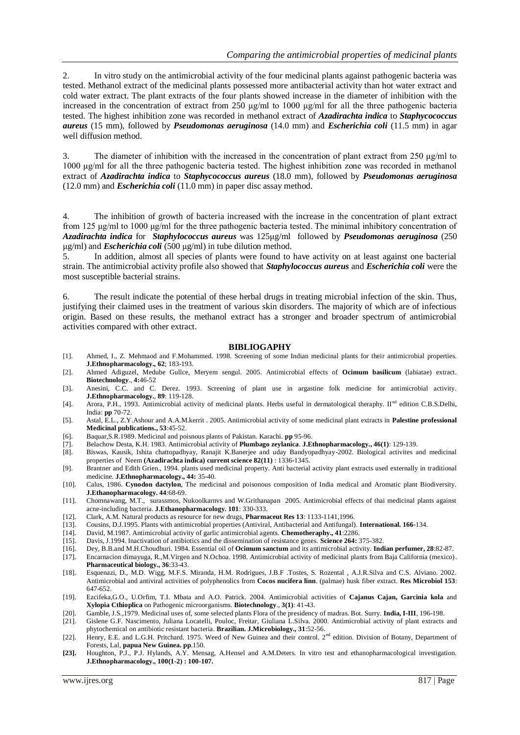2. In vitro study on the antimicrobial activity of the four medicinal plants against pathogenic bacteria was tested. Methanol extract of the medicinal plants possessed more antibacterial activity than hot water extract and cold water extract. The plant extracts of the four plants showed increase in the diameter of inhibition with the increased in the concentration of extract from 250 µg/ml to 1000 µg/ml for all the three pathogenic bacteria tested. The highest inhibition zone was recorded in methanol extract of ***Azadirachta indica*** to ***Staphycococcus aureus*** (15 mm), followed by ***Pseudomonas aeruginosa*** (14.0 mm) and ***Escherichia coli*** (11.5 mm) in agar well diffusion method.

3. The diameter of inhibition with the increased in the concentration of plant extract from 250 µg/ml to 1000 µg/ml for all the three pathogenic bacteria tested. The highest inhibition zone was recorded in methanol extract of ***Azadirachta indica*** to ***Staphycococcus aureus*** (18.0 mm), followed by ***Pseudomonas aeruginosa*** (12.0 mm) and ***Escherichia coli*** (11.0 mm) in paper disc assay method.

4. The inhibition of growth of bacteria increased with the increase in the concentration of plant extract from 125 µg/ml to 1000 µg/ml for the three pathogenic bacteria tested. The minimal inhibitory concentration of ***Azadirachta indica*** for ***Staphylococcus aureus*** was 125µg/ml followed by ***Pseudomonas aeruginosa*** (250 µg/ml) and ***Escherichia coli*** (500 µg/ml) in tube dilution method.

5. In addition, almost all species of plants were found to have activity on at least against one bacterial strain. The antimicrobial activity profile also showed that ***Staphylococcus aureus*** and ***Escherichia coli*** were the most susceptible bacterial strains.

6. The result indicate the potential of these herbal drugs in treating microbial infection of the skin. Thus, justifying their claimed uses in the treatment of various skin disorders. The majority of which are of infectious origin. Based on these results, the methanol extract has a stronger and broader spectrum of antimicrobial activities compared with other extract.

## BIBLIOGAPHY

[1]. Ahmed, I., Z. Mehmaod and F.Mohammed. 1998. Screening of some Indian medicinal plants for their antimicrobial properties. **J.Ethnopharmacology., 62**; 183-193.

[2]. Ahmed Adiguzel, Medube Gullce, Meryem sengul. 2005. Antimicrobial effects of **Ocimum basilicum** (labiatae) extract. **Biotechnology**., **4:**46-52

[3]. Anesini, C.C. and C. Derez. 1993. Screening of plant use in argastine folk medicine for antimicrobial activity. **J.Ethnopharmacology., 89**: 119-128.

[4]. Arora, P.H., 1993. Antimicrobial activity of medicinal plants. Herbs useful in dermatological theraphy. II[nd] edition C.B.S.Delhi, India: **pp** 70-72.

[5]. Astal, E.L., Z.Y.Ashour and A.A.M.kerrit . 2005. Antimicrobial activity of some medicinal plant extracts in **Palestine professional Medicinal publications., 53**:45-52.

[6]. Baquar,S.R.1989. Medicinal and poisnous plants of Pakistan. Karachi. **pp** 95-96.

[7]. Belachow Desta, K.H. 1983. Antimicrobial activity of **Plumbago zeylanica**. **J.Ethnopharmacology., 46(1)**: 129-139.

[8]. Biswas, Kausik, Ishita chattopadhyay, Ranajit K.Banerjee and uday Bandyopadhyay-2002. Biological activites and medicinal properties of Neem **(Azadirachta indica) current science 82(11)** : 1336-1345.

[9]. Brantner and Edith Grien., 1994. plants used medicinal property. Anti bacterial activity plant extracts used externally in traditional medicine. **J.Ethnopharmacology., 44:** 35-40.

[10]. Calus, 1986. **Cynodon dactylon**, The medicinal and poisonous composition of India medical and Aromatic plant Biodiversity. **J.Ethanopharmacology. 44**:68-69.

[11]. Chomnawang, M.T., surassmos, Nukoolkarnvs and W.Grithanapan 2005. Antimicrobial effects of thai medicinal plants against acne-including bacteria. **J.Ethanopharmacology. 101**: 330-333.

[12]. Clark, A.M. Natural products as resource for new drugs, **Pharmaceut Res 13**: 1133-1141,1996.

[13]. Cousins, D.J.1995. Plants with antimicrobial properties (Antiviral, Antibacterial and Antifungal). **International. 166**-134.

[14]. David, M.1987. Antimicrobial activity of garlic antimicrobial agents. **Chemotheraphy., 41**:2286.

[15]. Davis, J.1994. Inactivation of antibiotics and the dissemination of resistance genes. **Science 264:** 375-382.

[16]. Dey, B.B.and M.H.Choudhuri. 1984. Essential oil of **Ocimum sanctum** and its antimicrobial activity. **Indian perfumer, 28**:82-87.

[17]. Encarnacion dimayuga, R.,M.Virgen and N.Ochoa. 1998. Antimicrobial activity of medicinal plants from Baja California (mexico). **Pharmaceutical biology., 36**:33-43.

[18]. Esquenazi, D., M.D. Wigg, M.F.S. Miranda, H.M. Rodrigues, J.B.F .Tostes, S. Rozental , A.J.R.Silva and C.S. Alviano. 2002. Antimicrobial and antiviral activities of polyphenolics from **Cocos nucifera linn**. (palmae) husk fiber extract. **Res Microbiol 153**: 647-652.

[19]. Ezcifeka,G.O., U.Orfim, T.I. Mbata and A.O. Patrick. 2004. Antimicrobial activities of **Cajanus Cajan, Garcinia kola** and **Xylopia Cthioplica** on Pathogenic microorganisms. **Biotechnology**., **3(1)**: 41-43.

[20]. Gamble, J.S.,1979. Medicinal uses of, some selected plants Flora of the presidency of madras. Bot. Surry. **India, I-III**, 196-198.

[21]. Gislene G.F. Nascimento, Juliana Locatelli, Pouloc, Freitar, Giuliana L.Silva. 2000. Antimicrobial activity of plant extracts and phytochemical on antibiotic resistant bacteria. **Brazilian. J.Microbiology., 31**:52-56.

[22]. Henry, E.E. and L.G.H. Pritchard. 1975. Weed of New Guinea and their control. 2[nd] edition. Division of Botany, Department of Forests, Lal, **papua New Guinea. pp**.150.

**[23].** Houghton, P.J., P.J. Hylands, A.Y. Mensag, A.Hensel and A.M.Deters. In vitro test and ethanopharmacological investigation. **J.Ethnopharmacology., 100(1-2) : 100-107.**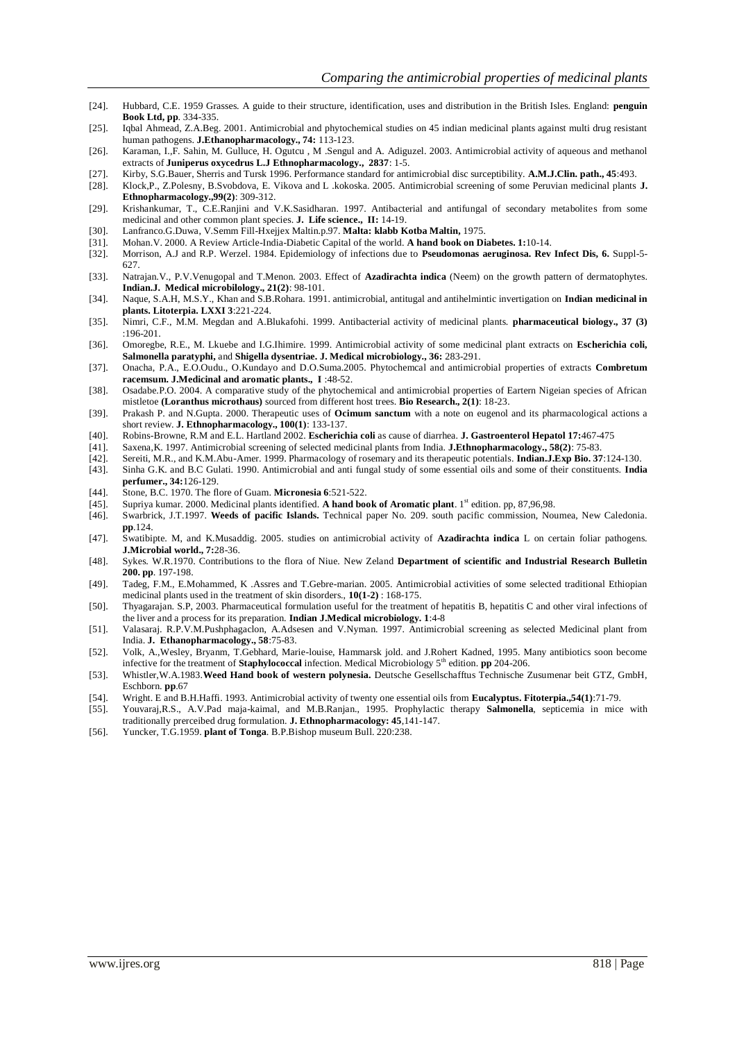[24]. Hubbard, C.E. 1959 Grasses. A guide to their structure, identification, uses and distribution in the British Isles. England: **penguin Book Ltd, pp**. 334-335.

[25]. Iqbal Ahmead, Z.A.Beg. 2001. Antimicrobial and phytochemical studies on 45 indian medicinal plants against multi drug resistant human pathogens. **J.Ethanopharmacology., 74:** 113-123.

[26]. Karaman, I.,F. Sahin, M. Gulluce, H. Ogutcu , M .Sengul and A. Adiguzel. 2003. Antimicrobial activity of aqueous and methanol extracts of **Juniperus oxycedrus L.J Ethnopharmacology., 2837**: 1-5.

[27]. Kirby, S.G.Bauer, Sherris and Tursk 1996. Performance standard for antimicrobial disc surceptibility. **A.M.J.Clin. path., 45**:493.

[28]. Klock,P., Z.Polesny, B.Svobdova, E. Vikova and L .kokoska. 2005. Antimicrobial screening of some Peruvian medicinal plants **J. Ethnopharmacology.,99(2)**: 309-312.

[29]. Krishankumar, T., C.E.Ranjini and V.K.Sasidharan. 1997. Antibacterial and antifungal of secondary metabolites from some medicinal and other common plant species. **J. Life science., II:** 14-19.

[30]. Lanfranco.G.Duwa, V.Semm Fill-Hxejjex Maltin.p.97. **Malta: klabb Kotba Maltin,** 1975.

[31]. Mohan.V. 2000. A Review Article-India-Diabetic Capital of the world. **A hand book on Diabetes. 1:**10-14.

[32]. Morrison, A.J and R.P. Werzel. 1984. Epidemiology of infections due to **Pseudomonas aeruginosa. Rev Infect Dis, 6.** Suppl-5-627.

[33]. Natrajan.V., P.V.Venugopal and T.Menon. 2003. Effect of **Azadirachta indica** (Neem) on the growth pattern of dermatophytes. **Indian.J. Medical microbilology., 21(2)**: 98-101.

[34]. Naque, S.A.H, M.S.Y., Khan and S.B.Rohara. 1991. antimicrobial, antitugal and antihelmintic invertigation on **Indian medicinal in plants. Litoterpia. LXXI 3**:221-224.

[35]. Nimri, C.F., M.M. Megdan and A.Blukafohi. 1999. Antibacterial activity of medicinal plants. **pharmaceutical biology., 37 (3)** :196-201.

[36]. Omoregbe, R.E., M. Lkuebe and I.G.Ihimire. 1999. Antimicrobial activity of some medicinal plant extracts on **Escherichia coli, Salmonella paratyphi,** and **Shigella dysentriae. J. Medical microbiology., 36:** 283-291.

[37]. Onacha, P.A., E.O.Oudu., O.Kundayo and D.O.Suma.2005. Phytochemcal and antimicrobial properties of extracts **Combretum racemsum. J.Medicinal and aromatic plants., I** :48-52.

[38]. Osadabe.P.O. 2004. A comparative study of the phytochemical and antimicrobial properties of Eartern Nigeian species of African mistletoe **(Loranthus microthaus)** sourced from different host trees. **Bio Research., 2(1)**: 18-23.

[39]. Prakash P. and N.Gupta. 2000. Therapeutic uses of **Ocimum sanctum** with a note on eugenol and its pharmacological actions a short review. **J. Ethnopharmacology., 100(1)**: 133-137.

[40]. Robins-Browne, R.M and E.L. Hartland 2002. **Escherichia coli** as cause of diarrhea. **J. Gastroenterol Hepatol 17:**467-475

[41]. Saxena,K. 1997. Antimicrobial screening of selected medicinal plants from India. **J.Ethnopharmacology., 58(2)**: 75-83.

[42]. Sereiti, M.R., and K.M.Abu-Amer. 1999. Pharmacology of rosemary and its therapeutic potentials. **Indian.J.Exp Bio. 37**:124-130.

[43]. Sinha G.K. and B.C Gulati. 1990. Antimicrobial and anti fungal study of some essential oils and some of their constituents. **India perfumer., 34:**126-129.

[44]. Stone, B.C. 1970. The flore of Guam. **Micronesia 6**:521-522.

[45]. Supriya kumar. 2000. Medicinal plants identified. **A hand book of Aromatic plant**. 1st edition. pp, 87,96,98.

[46]. Swarbrick, J.T.1997. **Weeds of pacific Islands.** Technical paper No. 209. south pacific commission, Noumea, New Caledonia. **pp**.124.

[47]. Swatibipte. M, and K.Musaddig. 2005. studies on antimicrobial activity of **Azadirachta indica** L on certain foliar pathogens. **J.Microbial world., 7:**28-36.

[48]. Sykes. W.R.1970. Contributions to the flora of Niue. New Zeland **Department of scientific and Industrial Research Bulletin 200. pp**. 197-198.

[49]. Tadeg, F.M., E.Mohammed, K .Assres and T.Gebre-marian. 2005. Antimicrobial activities of some selected traditional Ethiopian medicinal plants used in the treatment of skin disorders., **10(1-2)** : 168-175.

[50]. Thyagarajan. S.P, 2003. Pharmaceutical formulation useful for the treatment of hepatitis B, hepatitis C and other viral infections of the liver and a process for its preparation. **Indian J.Medical microbiology. 1**:4-8

[51]. Valasaraj. R.P.V.M.Pushphagaclon, A.Adsesen and V.Nyman. 1997. Antimicrobial screening as selected Medicinal plant from India. **J. Ethanopharmacology., 58**:75-83.

[52]. Volk, A.,Wesley, Bryanm, T.Gebhard, Marie-louise, Hammarsk jold. and J.Rohert Kadned, 1995. Many antibiotics soon become infective for the treatment of **Staphylococcal** infection. Medical Microbiology 5th edition. **pp** 204-206.

[53]. Whistler,W.A.1983.**Weed Hand book of western polynesia.** Deutsche Gesellschafftus Technische Zusumenar beit GTZ, GmbH, Eschborn. **pp**.67

[54]. Wright. E and B.H.Haffi. 1993. Antimicrobial activity of twenty one essential oils from **Eucalyptus. Fitoterpia.,54(1)**:71-79.

[55]. Youvaraj,R.S., A.V.Pad maja-kaimal, and M.B.Ranjan., 1995. Prophylactic therapy **Salmonella**, septicemia in mice with traditionally prerceibed drug formulation. **J. Ethnopharmacology: 45**,141-147.

[56]. Yuncker, T.G.1959. **plant of Tonga**. B.P.Bishop museum Bull. 220:238.